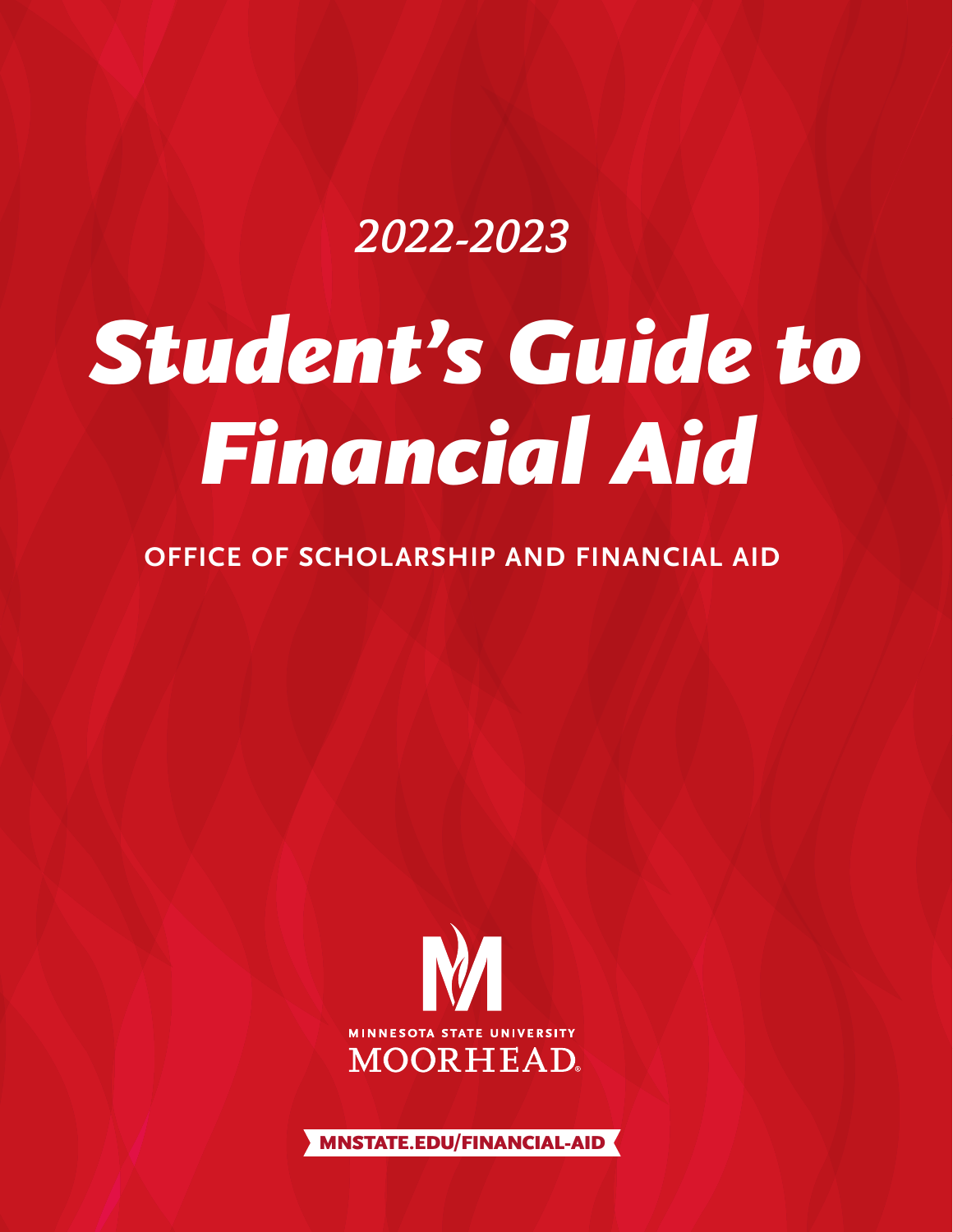*2022-2023*

# *Student's Guide to Financial Aid*

**OFFICE OF SCHOLARSHIP AND FINANCIAL AID**

MINNESOTA STATE UNIVERSITY
MOORHEAD

**MNSTATE.EDU/FINANCIAL-AID**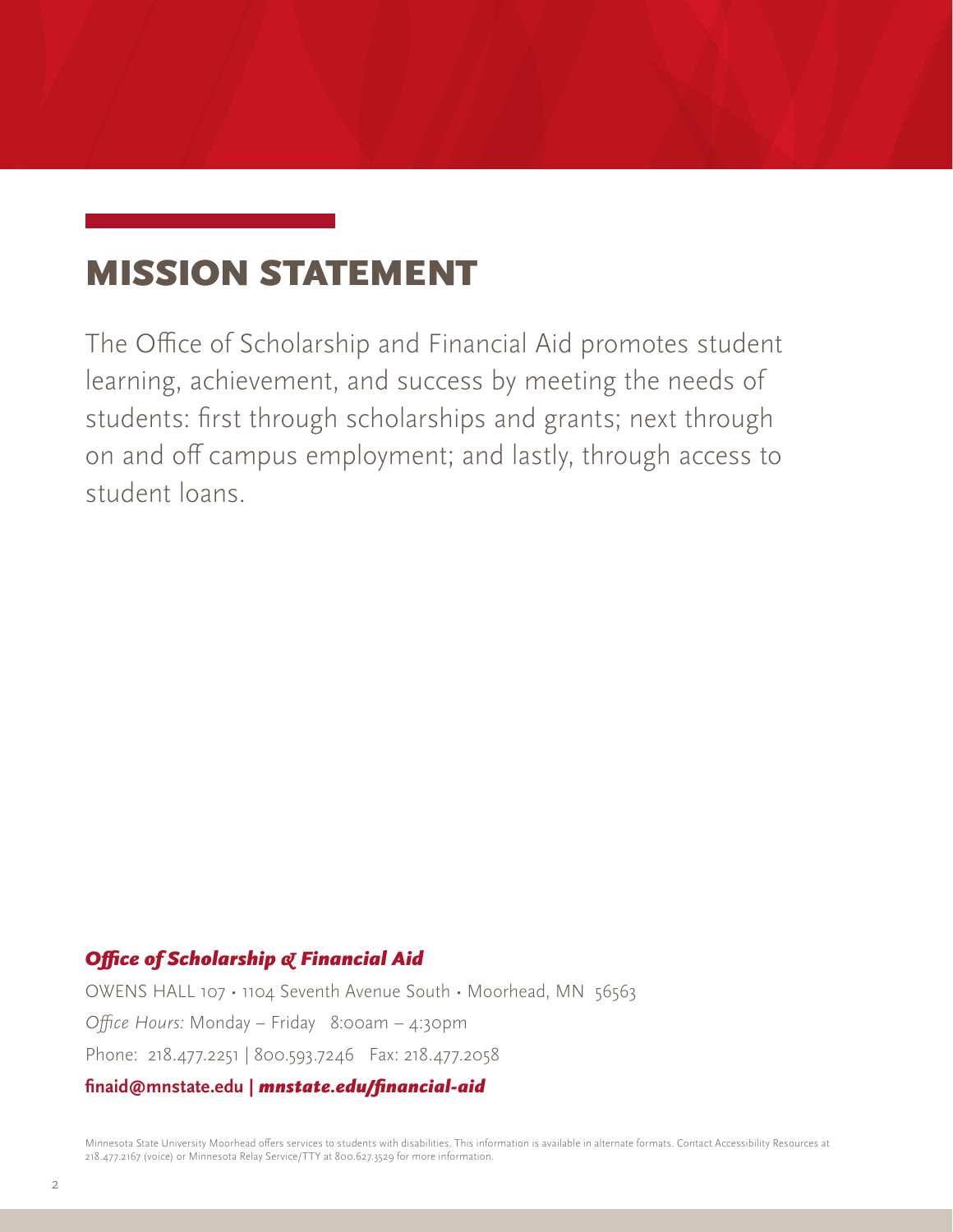# MISSION STATEMENT

The Office of Scholarship and Financial Aid promotes student learning, achievement, and success by meeting the needs of students: first through scholarships and grants; next through on and off campus employment; and lastly, through access to student loans.

***Office of Scholarship & Financial Aid***

OWENS HALL 107 • 1104 Seventh Avenue South • Moorhead, MN 56563

*Office Hours:* Monday – Friday 8:00am – 4:30pm

Phone: 218.477.2251 | 800.593.7246 Fax: 218.477.2058

**finaid@mnstate.edu | *mnstate.edu/financial-aid***

Minnesota State University Moorhead offers services to students with disabilities. This information is available in alternate formats. Contact Accessibility Resources at 218.477.2167 (voice) or Minnesota Relay Service/TTY at 800.627.3529 for more information.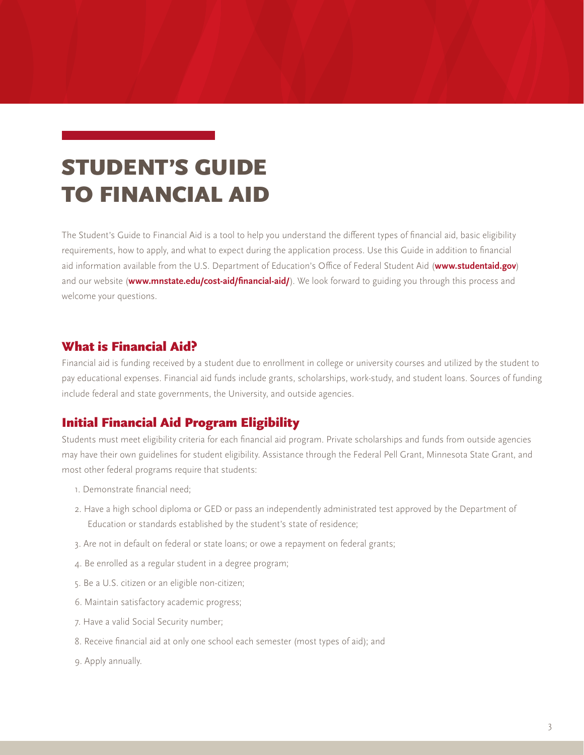# STUDENT'S GUIDE TO FINANCIAL AID

The Student's Guide to Financial Aid is a tool to help you understand the different types of financial aid, basic eligibility requirements, how to apply, and what to expect during the application process. Use this Guide in addition to financial aid information available from the U.S. Department of Education's Office of Federal Student Aid (**www.studentaid.gov**) and our website (**www.mnstate.edu/cost-aid/financial-aid/**). We look forward to guiding you through this process and welcome your questions.

## What is Financial Aid?

Financial aid is funding received by a student due to enrollment in college or university courses and utilized by the student to pay educational expenses. Financial aid funds include grants, scholarships, work-study, and student loans. Sources of funding include federal and state governments, the University, and outside agencies.

## Initial Financial Aid Program Eligibility

Students must meet eligibility criteria for each financial aid program. Private scholarships and funds from outside agencies may have their own guidelines for student eligibility. Assistance through the Federal Pell Grant, Minnesota State Grant, and most other federal programs require that students:

1. Demonstrate financial need;
2. Have a high school diploma or GED or pass an independently administrated test approved by the Department of Education or standards established by the student's state of residence;
3. Are not in default on federal or state loans; or owe a repayment on federal grants;
4. Be enrolled as a regular student in a degree program;
5. Be a U.S. citizen or an eligible non-citizen;
6. Maintain satisfactory academic progress;
7. Have a valid Social Security number;
8. Receive financial aid at only one school each semester (most types of aid); and
9. Apply annually.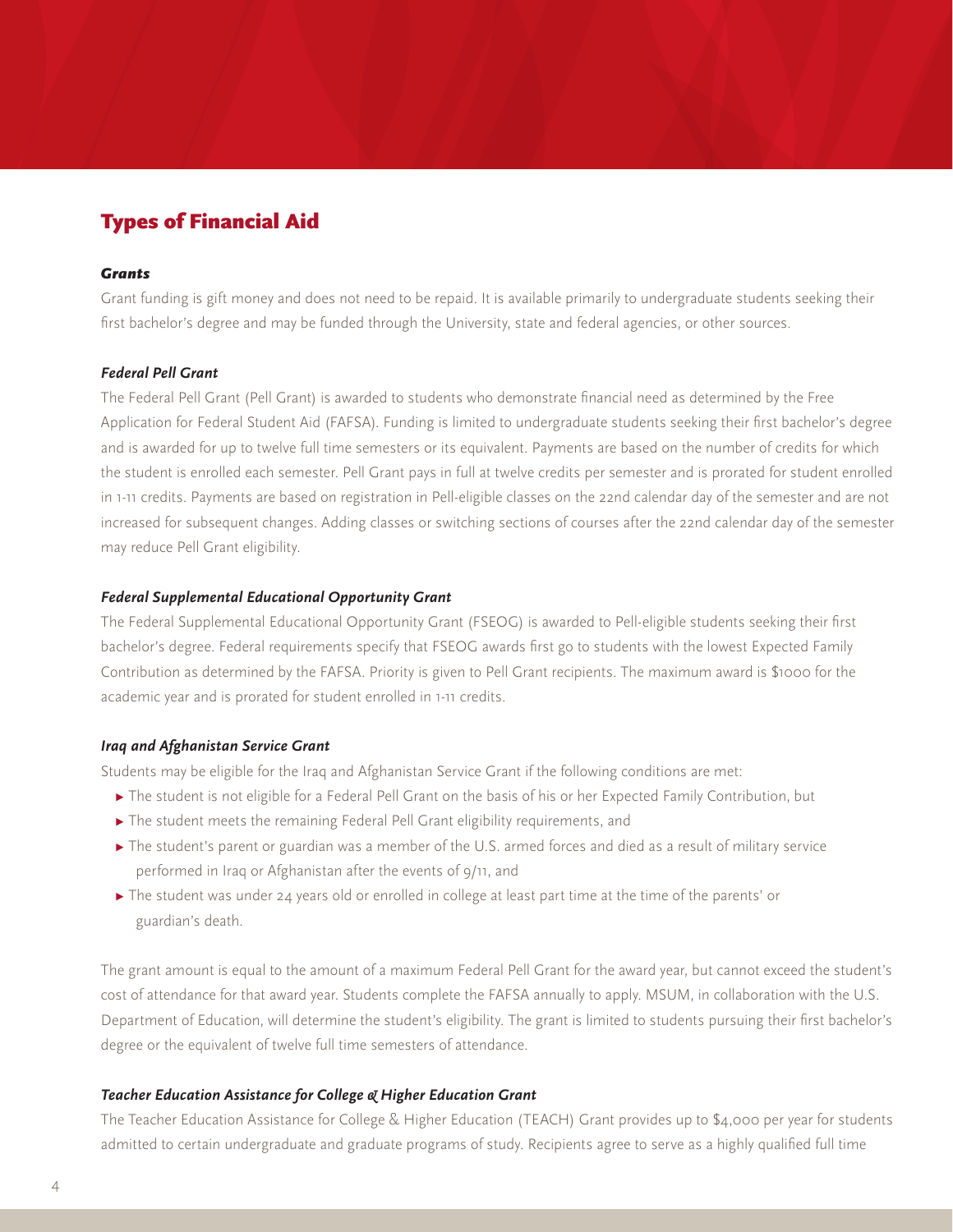# Types of Financial Aid

***Grants***

Grant funding is gift money and does not need to be repaid. It is available primarily to undergraduate students seeking their first bachelor's degree and may be funded through the University, state and federal agencies, or other sources.

***Federal Pell Grant***

The Federal Pell Grant (Pell Grant) is awarded to students who demonstrate financial need as determined by the Free Application for Federal Student Aid (FAFSA). Funding is limited to undergraduate students seeking their first bachelor's degree and is awarded for up to twelve full time semesters or its equivalent. Payments are based on the number of credits for which the student is enrolled each semester. Pell Grant pays in full at twelve credits per semester and is prorated for student enrolled in 1-11 credits. Payments are based on registration in Pell-eligible classes on the 22nd calendar day of the semester and are not increased for subsequent changes. Adding classes or switching sections of courses after the 22nd calendar day of the semester may reduce Pell Grant eligibility.

***Federal Supplemental Educational Opportunity Grant***

The Federal Supplemental Educational Opportunity Grant (FSEOG) is awarded to Pell-eligible students seeking their first bachelor's degree. Federal requirements specify that FSEOG awards first go to students with the lowest Expected Family Contribution as determined by the FAFSA. Priority is given to Pell Grant recipients. The maximum award is $1000 for the academic year and is prorated for student enrolled in 1-11 credits.

***Iraq and Afghanistan Service Grant***

Students may be eligible for the Iraq and Afghanistan Service Grant if the following conditions are met:

- The student is not eligible for a Federal Pell Grant on the basis of his or her Expected Family Contribution, but
- The student meets the remaining Federal Pell Grant eligibility requirements, and
- The student's parent or guardian was a member of the U.S. armed forces and died as a result of military service performed in Iraq or Afghanistan after the events of 9/11, and
- The student was under 24 years old or enrolled in college at least part time at the time of the parents' or guardian's death.

The grant amount is equal to the amount of a maximum Federal Pell Grant for the award year, but cannot exceed the student's cost of attendance for that award year. Students complete the FAFSA annually to apply. MSUM, in collaboration with the U.S. Department of Education, will determine the student's eligibility. The grant is limited to students pursuing their first bachelor's degree or the equivalent of twelve full time semesters of attendance.

***Teacher Education Assistance for College & Higher Education Grant***

The Teacher Education Assistance for College & Higher Education (TEACH) Grant provides up to $4,000 per year for students admitted to certain undergraduate and graduate programs of study. Recipients agree to serve as a highly qualified full time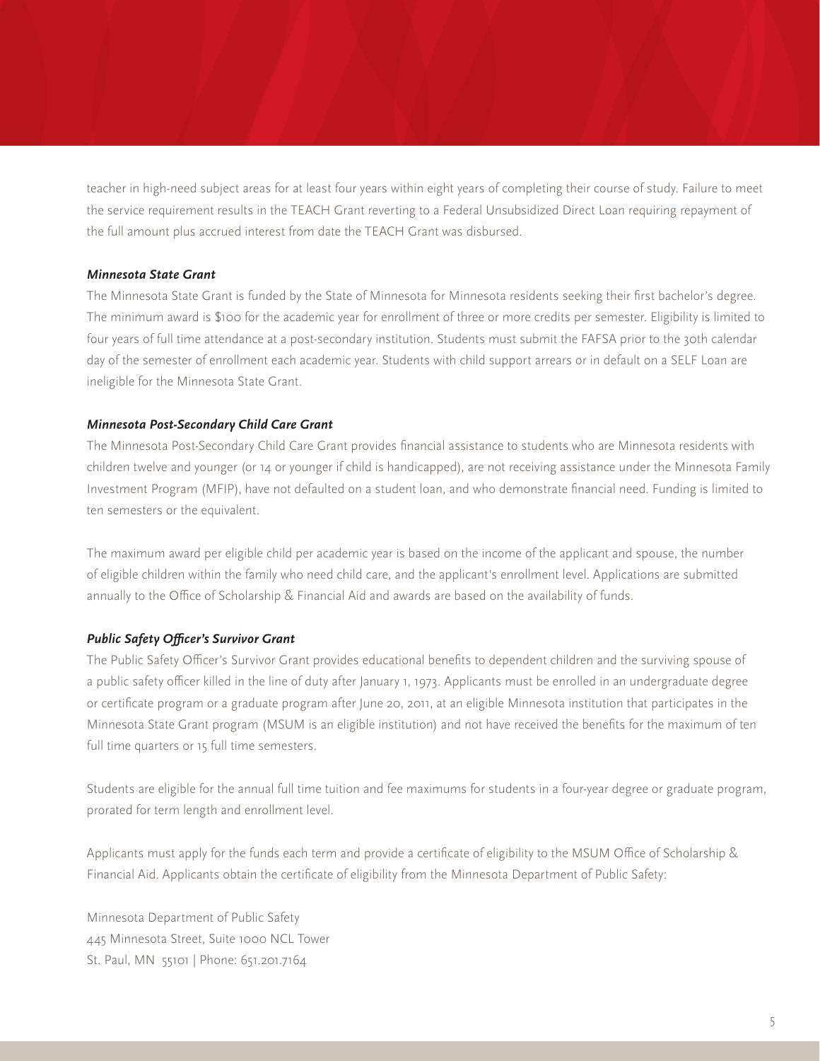teacher in high-need subject areas for at least four years within eight years of completing their course of study. Failure to meet the service requirement results in the TEACH Grant reverting to a Federal Unsubsidized Direct Loan requiring repayment of the full amount plus accrued interest from date the TEACH Grant was disbursed.

### *Minnesota State Grant*

The Minnesota State Grant is funded by the State of Minnesota for Minnesota residents seeking their first bachelor's degree. The minimum award is $100 for the academic year for enrollment of three or more credits per semester. Eligibility is limited to four years of full time attendance at a post-secondary institution. Students must submit the FAFSA prior to the 30th calendar day of the semester of enrollment each academic year. Students with child support arrears or in default on a SELF Loan are ineligible for the Minnesota State Grant.

### *Minnesota Post-Secondary Child Care Grant*

The Minnesota Post-Secondary Child Care Grant provides financial assistance to students who are Minnesota residents with children twelve and younger (or 14 or younger if child is handicapped), are not receiving assistance under the Minnesota Family Investment Program (MFIP), have not defaulted on a student loan, and who demonstrate financial need. Funding is limited to ten semesters or the equivalent.

The maximum award per eligible child per academic year is based on the income of the applicant and spouse, the number of eligible children within the family who need child care, and the applicant's enrollment level. Applications are submitted annually to the Office of Scholarship & Financial Aid and awards are based on the availability of funds.

### *Public Safety Officer's Survivor Grant*

The Public Safety Officer's Survivor Grant provides educational benefits to dependent children and the surviving spouse of a public safety officer killed in the line of duty after January 1, 1973. Applicants must be enrolled in an undergraduate degree or certificate program or a graduate program after June 20, 2011, at an eligible Minnesota institution that participates in the Minnesota State Grant program (MSUM is an eligible institution) and not have received the benefits for the maximum of ten full time quarters or 15 full time semesters.

Students are eligible for the annual full time tuition and fee maximums for students in a four-year degree or graduate program, prorated for term length and enrollment level.

Applicants must apply for the funds each term and provide a certificate of eligibility to the MSUM Office of Scholarship & Financial Aid. Applicants obtain the certificate of eligibility from the Minnesota Department of Public Safety:

Minnesota Department of Public Safety
445 Minnesota Street, Suite 1000 NCL Tower
St. Paul, MN 55101 | Phone: 651.201.7164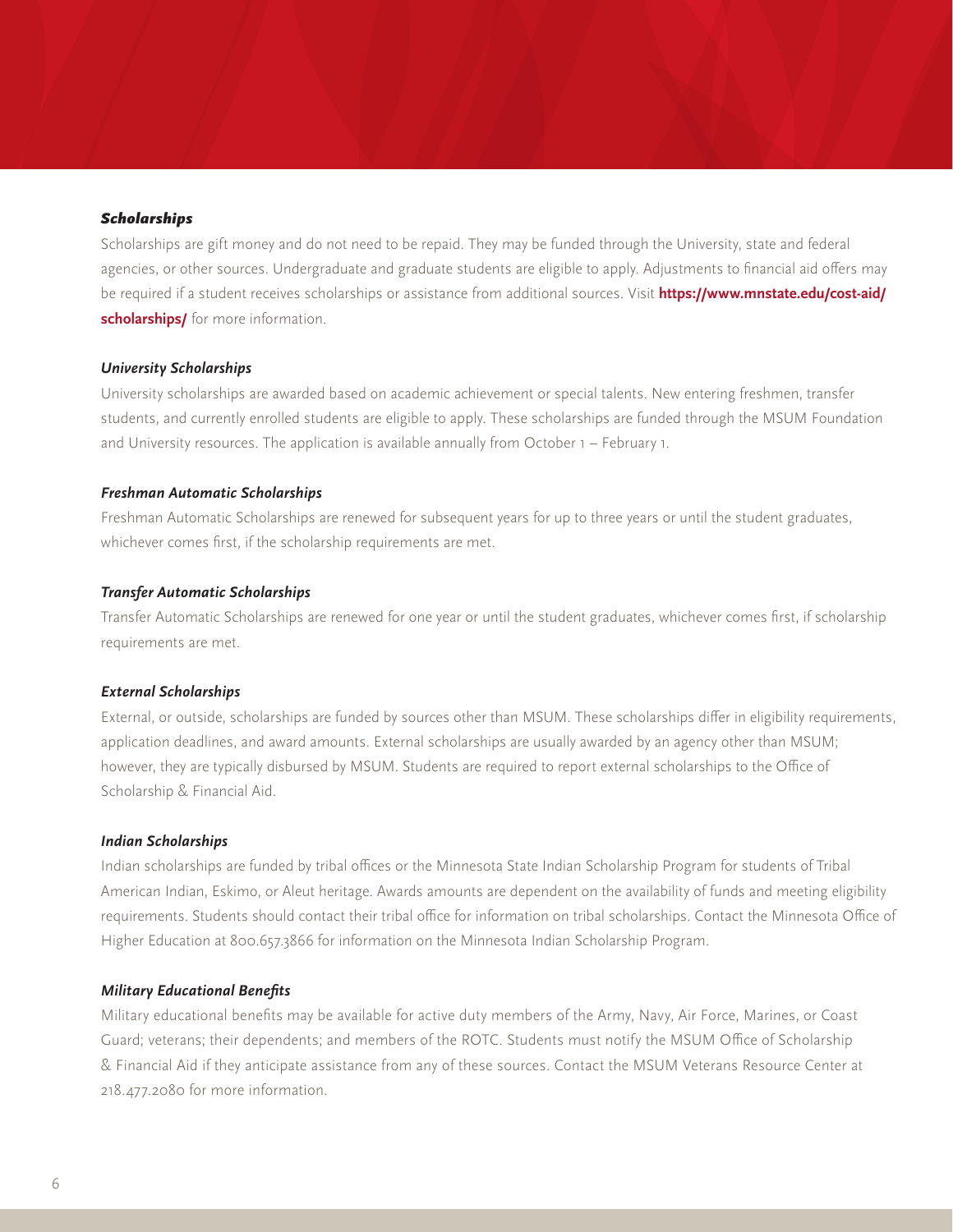## *Scholarships*

Scholarships are gift money and do not need to be repaid. They may be funded through the University, state and federal agencies, or other sources. Undergraduate and graduate students are eligible to apply. Adjustments to financial aid offers may be required if a student receives scholarships or assistance from additional sources. Visit **https://www.mnstate.edu/cost-aid/scholarships/** for more information.

### *University Scholarships*

University scholarships are awarded based on academic achievement or special talents. New entering freshmen, transfer students, and currently enrolled students are eligible to apply. These scholarships are funded through the MSUM Foundation and University resources. The application is available annually from October 1 – February 1.

### *Freshman Automatic Scholarships*

Freshman Automatic Scholarships are renewed for subsequent years for up to three years or until the student graduates, whichever comes first, if the scholarship requirements are met.

### *Transfer Automatic Scholarships*

Transfer Automatic Scholarships are renewed for one year or until the student graduates, whichever comes first, if scholarship requirements are met.

### *External Scholarships*

External, or outside, scholarships are funded by sources other than MSUM. These scholarships differ in eligibility requirements, application deadlines, and award amounts. External scholarships are usually awarded by an agency other than MSUM; however, they are typically disbursed by MSUM. Students are required to report external scholarships to the Office of Scholarship & Financial Aid.

### *Indian Scholarships*

Indian scholarships are funded by tribal offices or the Minnesota State Indian Scholarship Program for students of Tribal American Indian, Eskimo, or Aleut heritage. Awards amounts are dependent on the availability of funds and meeting eligibility requirements. Students should contact their tribal office for information on tribal scholarships. Contact the Minnesota Office of Higher Education at 800.657.3866 for information on the Minnesota Indian Scholarship Program.

### *Military Educational Benefits*

Military educational benefits may be available for active duty members of the Army, Navy, Air Force, Marines, or Coast Guard; veterans; their dependents; and members of the ROTC. Students must notify the MSUM Office of Scholarship & Financial Aid if they anticipate assistance from any of these sources. Contact the MSUM Veterans Resource Center at 218.477.2080 for more information.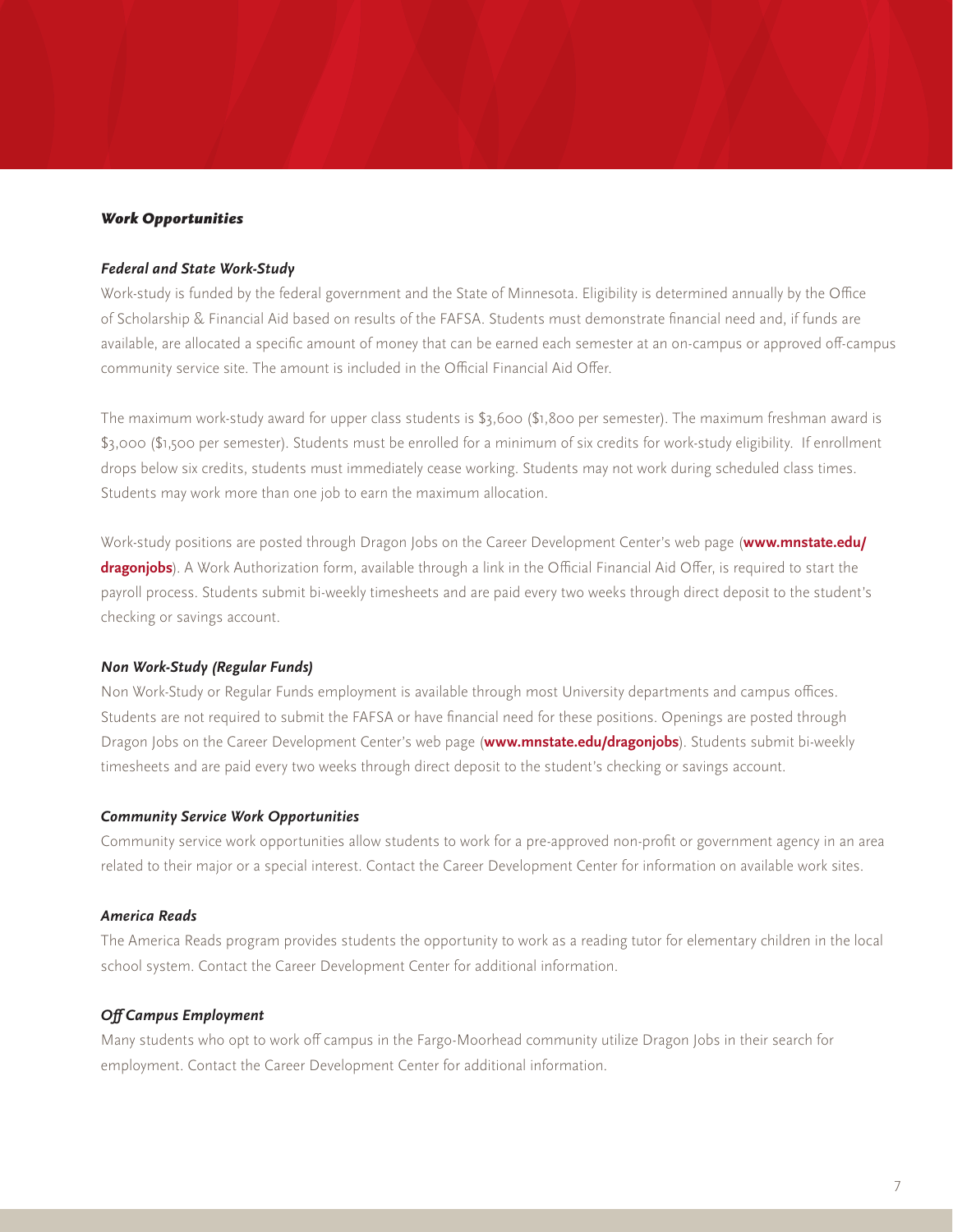## *Work Opportunities*

### *Federal and State Work-Study*

Work-study is funded by the federal government and the State of Minnesota. Eligibility is determined annually by the Office of Scholarship & Financial Aid based on results of the FAFSA. Students must demonstrate financial need and, if funds are available, are allocated a specific amount of money that can be earned each semester at an on-campus or approved off-campus community service site. The amount is included in the Official Financial Aid Offer.

The maximum work-study award for upper class students is $3,600 ($1,800 per semester). The maximum freshman award is $3,000 ($1,500 per semester). Students must be enrolled for a minimum of six credits for work-study eligibility. If enrollment drops below six credits, students must immediately cease working. Students may not work during scheduled class times. Students may work more than one job to earn the maximum allocation.

Work-study positions are posted through Dragon Jobs on the Career Development Center's web page (**www.mnstate.edu/dragonjobs**). A Work Authorization form, available through a link in the Official Financial Aid Offer, is required to start the payroll process. Students submit bi-weekly timesheets and are paid every two weeks through direct deposit to the student's checking or savings account.

### *Non Work-Study (Regular Funds)*

Non Work-Study or Regular Funds employment is available through most University departments and campus offices. Students are not required to submit the FAFSA or have financial need for these positions. Openings are posted through Dragon Jobs on the Career Development Center's web page (**www.mnstate.edu/dragonjobs**). Students submit bi-weekly timesheets and are paid every two weeks through direct deposit to the student's checking or savings account.

### *Community Service Work Opportunities*

Community service work opportunities allow students to work for a pre-approved non-profit or government agency in an area related to their major or a special interest. Contact the Career Development Center for information on available work sites.

### *America Reads*

The America Reads program provides students the opportunity to work as a reading tutor for elementary children in the local school system. Contact the Career Development Center for additional information.

### *Off Campus Employment*

Many students who opt to work off campus in the Fargo-Moorhead community utilize Dragon Jobs in their search for employment. Contact the Career Development Center for additional information.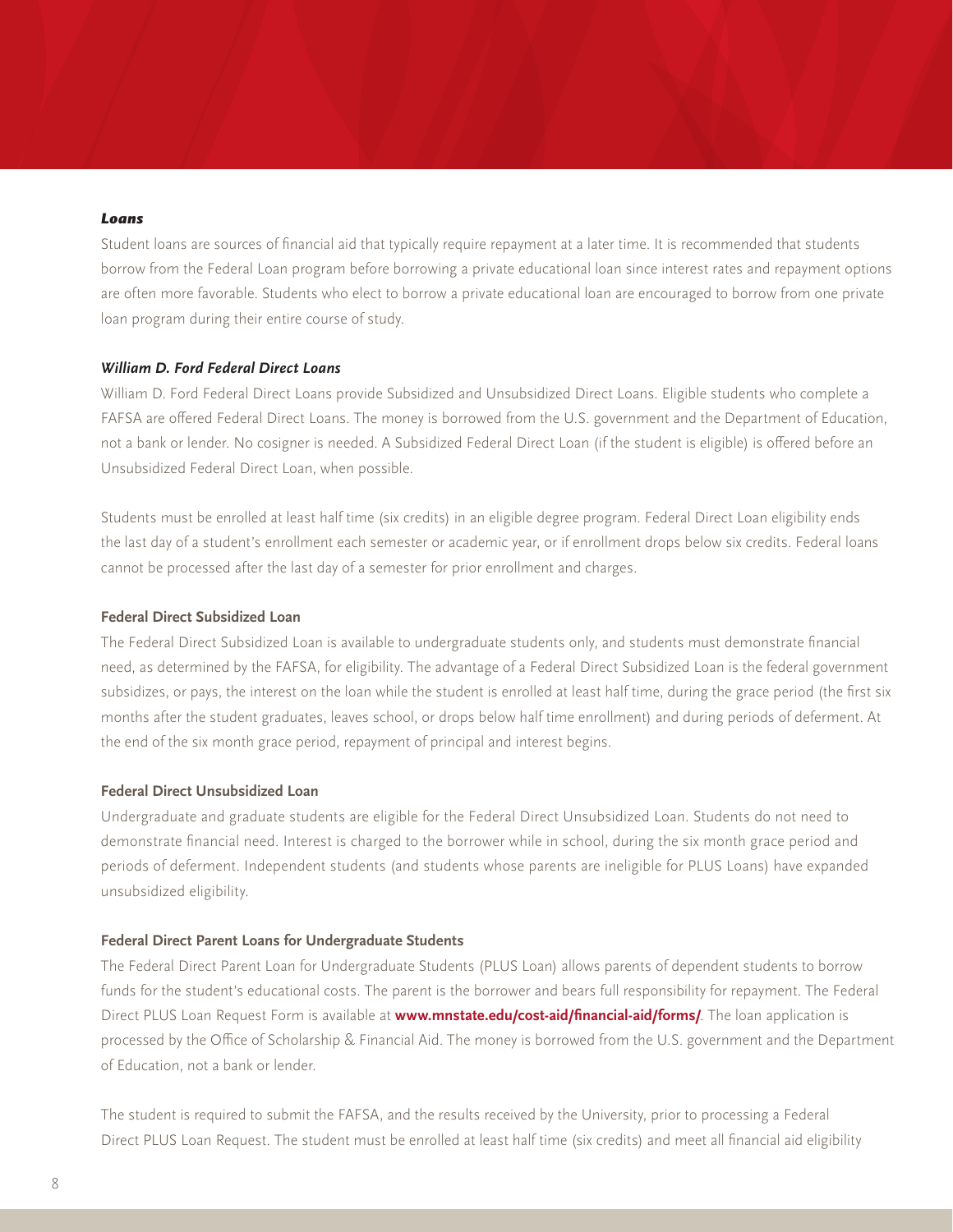### ***Loans***

Student loans are sources of financial aid that typically require repayment at a later time. It is recommended that students borrow from the Federal Loan program before borrowing a private educational loan since interest rates and repayment options are often more favorable. Students who elect to borrow a private educational loan are encouraged to borrow from one private loan program during their entire course of study.

#### ***William D. Ford Federal Direct Loans***

William D. Ford Federal Direct Loans provide Subsidized and Unsubsidized Direct Loans. Eligible students who complete a FAFSA are offered Federal Direct Loans. The money is borrowed from the U.S. government and the Department of Education, not a bank or lender. No cosigner is needed. A Subsidized Federal Direct Loan (if the student is eligible) is offered before an Unsubsidized Federal Direct Loan, when possible.

Students must be enrolled at least half time (six credits) in an eligible degree program. Federal Direct Loan eligibility ends the last day of a student's enrollment each semester or academic year, or if enrollment drops below six credits. Federal loans cannot be processed after the last day of a semester for prior enrollment and charges.

#### **Federal Direct Subsidized Loan**

The Federal Direct Subsidized Loan is available to undergraduate students only, and students must demonstrate financial need, as determined by the FAFSA, for eligibility. The advantage of a Federal Direct Subsidized Loan is the federal government subsidizes, or pays, the interest on the loan while the student is enrolled at least half time, during the grace period (the first six months after the student graduates, leaves school, or drops below half time enrollment) and during periods of deferment. At the end of the six month grace period, repayment of principal and interest begins.

#### **Federal Direct Unsubsidized Loan**

Undergraduate and graduate students are eligible for the Federal Direct Unsubsidized Loan. Students do not need to demonstrate financial need. Interest is charged to the borrower while in school, during the six month grace period and periods of deferment. Independent students (and students whose parents are ineligible for PLUS Loans) have expanded unsubsidized eligibility.

#### **Federal Direct Parent Loans for Undergraduate Students**

The Federal Direct Parent Loan for Undergraduate Students (PLUS Loan) allows parents of dependent students to borrow funds for the student's educational costs. The parent is the borrower and bears full responsibility for repayment. The Federal Direct PLUS Loan Request Form is available at **www.mnstate.edu/cost-aid/financial-aid/forms/**. The loan application is processed by the Office of Scholarship & Financial Aid. The money is borrowed from the U.S. government and the Department of Education, not a bank or lender.

The student is required to submit the FAFSA, and the results received by the University, prior to processing a Federal Direct PLUS Loan Request. The student must be enrolled at least half time (six credits) and meet all financial aid eligibility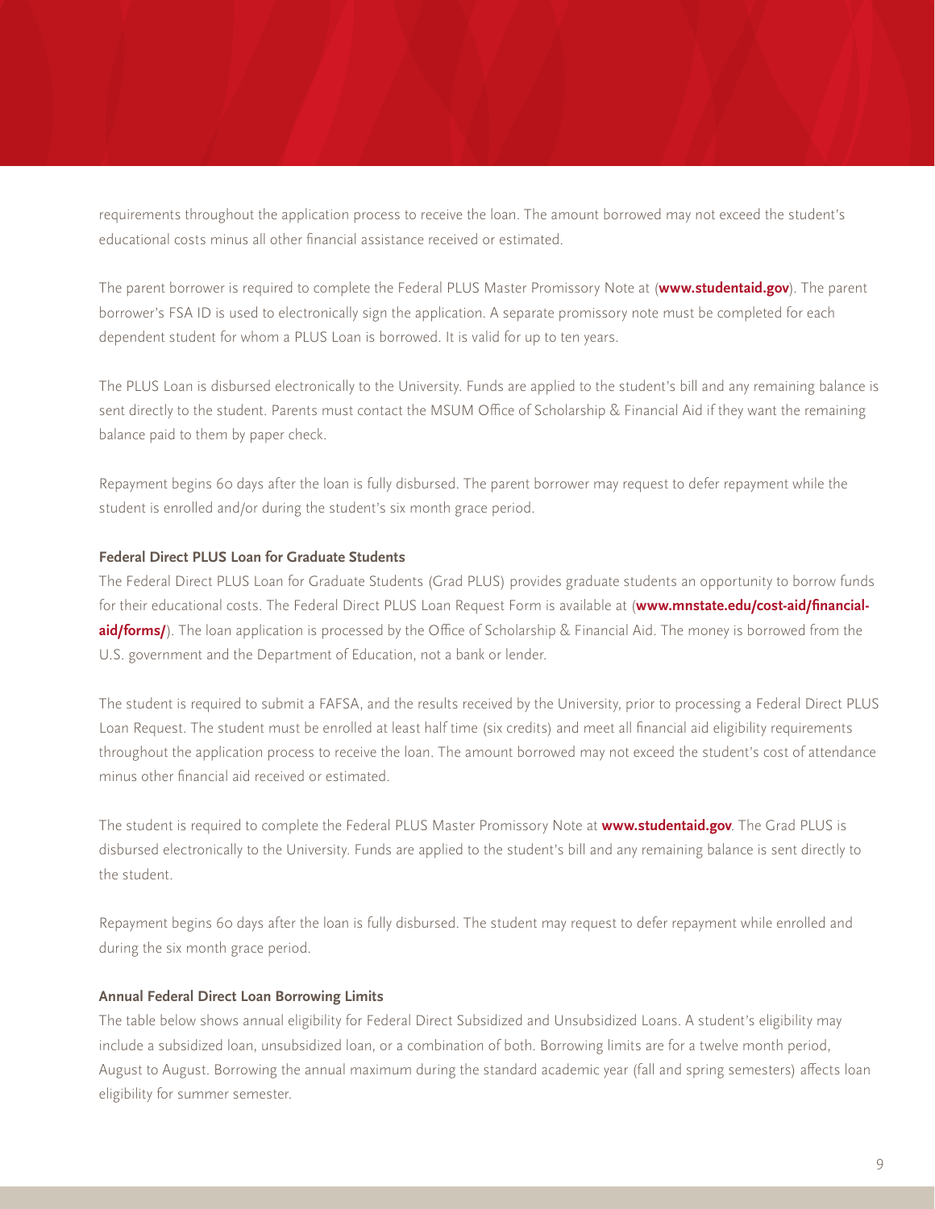requirements throughout the application process to receive the loan. The amount borrowed may not exceed the student's educational costs minus all other financial assistance received or estimated.

The parent borrower is required to complete the Federal PLUS Master Promissory Note at (**www.studentaid.gov**). The parent borrower's FSA ID is used to electronically sign the application. A separate promissory note must be completed for each dependent student for whom a PLUS Loan is borrowed. It is valid for up to ten years.

The PLUS Loan is disbursed electronically to the University. Funds are applied to the student's bill and any remaining balance is sent directly to the student. Parents must contact the MSUM Office of Scholarship & Financial Aid if they want the remaining balance paid to them by paper check.

Repayment begins 60 days after the loan is fully disbursed. The parent borrower may request to defer repayment while the student is enrolled and/or during the student's six month grace period.

#### Federal Direct PLUS Loan for Graduate Students

The Federal Direct PLUS Loan for Graduate Students (Grad PLUS) provides graduate students an opportunity to borrow funds for their educational costs. The Federal Direct PLUS Loan Request Form is available at (**www.mnstate.edu/cost-aid/financial-aid/forms/**). The loan application is processed by the Office of Scholarship & Financial Aid. The money is borrowed from the U.S. government and the Department of Education, not a bank or lender.

The student is required to submit a FAFSA, and the results received by the University, prior to processing a Federal Direct PLUS Loan Request. The student must be enrolled at least half time (six credits) and meet all financial aid eligibility requirements throughout the application process to receive the loan. The amount borrowed may not exceed the student's cost of attendance minus other financial aid received or estimated.

The student is required to complete the Federal PLUS Master Promissory Note at **www.studentaid.gov**. The Grad PLUS is disbursed electronically to the University. Funds are applied to the student's bill and any remaining balance is sent directly to the student.

Repayment begins 60 days after the loan is fully disbursed. The student may request to defer repayment while enrolled and during the six month grace period.

#### Annual Federal Direct Loan Borrowing Limits

The table below shows annual eligibility for Federal Direct Subsidized and Unsubsidized Loans. A student's eligibility may include a subsidized loan, unsubsidized loan, or a combination of both. Borrowing limits are for a twelve month period, August to August. Borrowing the annual maximum during the standard academic year (fall and spring semesters) affects loan eligibility for summer semester.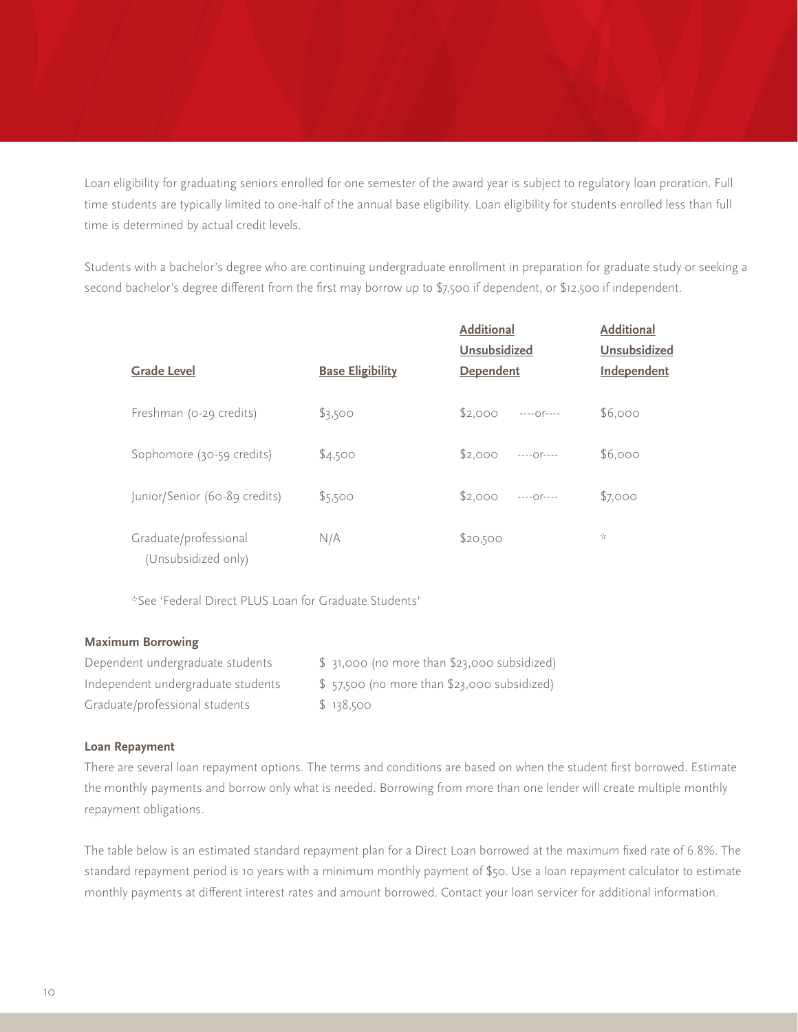Loan eligibility for graduating seniors enrolled for one semester of the award year is subject to regulatory loan proration. Full time students are typically limited to one-half of the annual base eligibility. Loan eligibility for students enrolled less than full time is determined by actual credit levels.

Students with a bachelor's degree who are continuing undergraduate enrollment in preparation for graduate study or seeking a second bachelor's degree different from the first may borrow up to $7,500 if dependent, or $12,500 if independent.

| Grade Level | Base Eligibility | Additional Unsubsidized Dependent | | Additional Unsubsidized Independent |
|---|---|---|---|---|
| Freshman (0-29 credits) | $3,500 | $2,000 | ----or---- | $6,000 |
| Sophomore (30-59 credits) | $4,500 | $2,000 | ----or---- | $6,000 |
| Junior/Senior (60-89 credits) | $5,500 | $2,000 | ----or---- | $7,000 |
| Graduate/professional (Unsubsidized only) | N/A | $20,500 | | * |

*See 'Federal Direct PLUS Loan for Graduate Students'

**Maximum Borrowing**

| | |
|---|---|
| Dependent undergraduate students | $ 31,000 (no more than $23,000 subsidized) |
| Independent undergraduate students | $ 57,500 (no more than $23,000 subsidized) |
| Graduate/professional students | $ 138,500 |

**Loan Repayment**

There are several loan repayment options. The terms and conditions are based on when the student first borrowed. Estimate the monthly payments and borrow only what is needed. Borrowing from more than one lender will create multiple monthly repayment obligations.

The table below is an estimated standard repayment plan for a Direct Loan borrowed at the maximum fixed rate of 6.8%. The standard repayment period is 10 years with a minimum monthly payment of $50. Use a loan repayment calculator to estimate monthly payments at different interest rates and amount borrowed. Contact your loan servicer for additional information.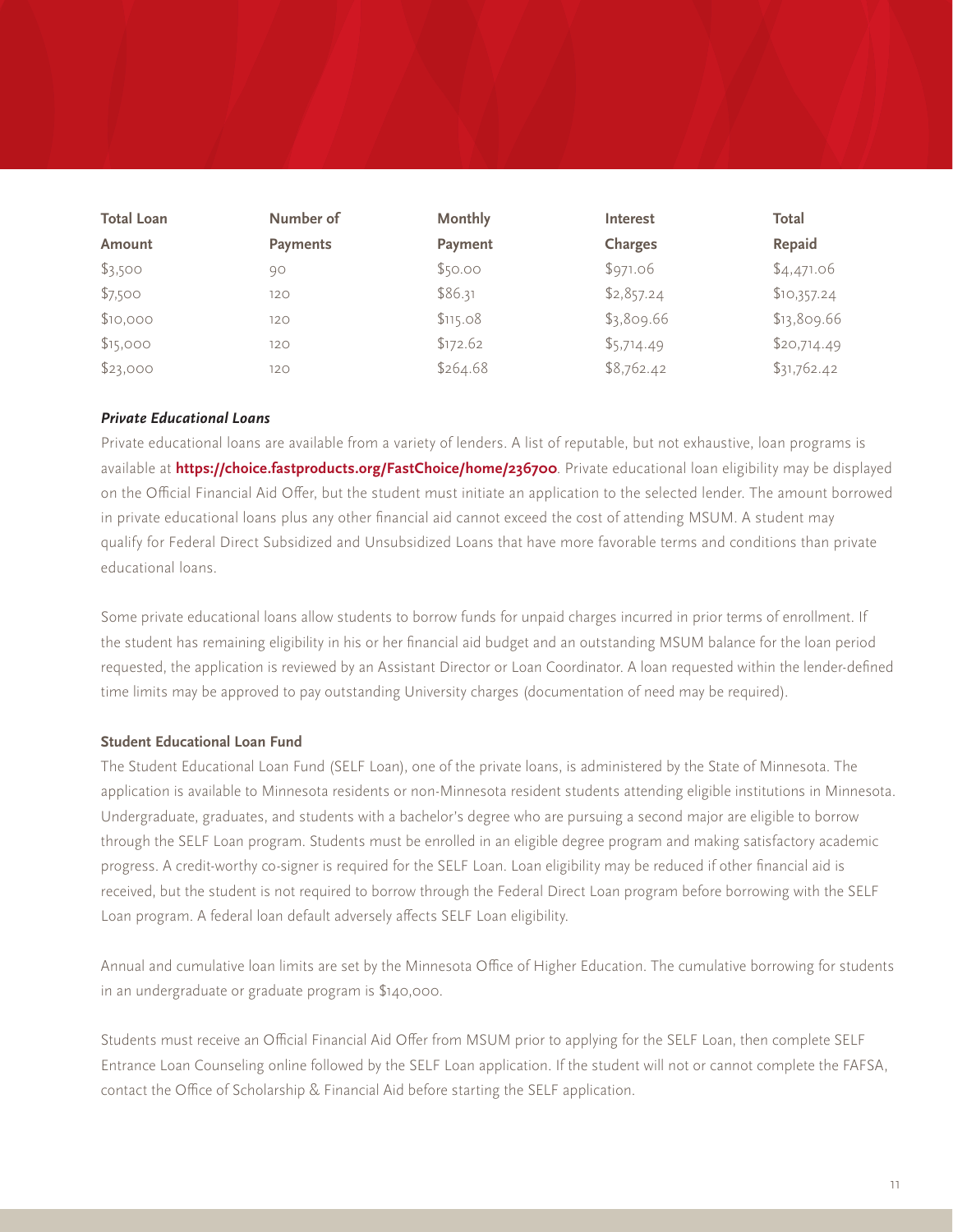| Total Loan Amount | Number of Payments | Monthly Payment | Interest Charges | Total Repaid |
|---|---|---|---|---|
| $3,500 | 90 | $50.00 | $971.06 | $4,471.06 |
| $7,500 | 120 | $86.31 | $2,857.24 | $10,357.24 |
| $10,000 | 120 | $115.08 | $3,809.66 | $13,809.66 |
| $15,000 | 120 | $172.62 | $5,714.49 | $20,714.49 |
| $23,000 | 120 | $264.68 | $8,762.42 | $31,762.42 |

### *Private Educational Loans*

Private educational loans are available from a variety of lenders. A list of reputable, but not exhaustive, loan programs is available at **https://choice.fastproducts.org/FastChoice/home/236700**. Private educational loan eligibility may be displayed on the Official Financial Aid Offer, but the student must initiate an application to the selected lender. The amount borrowed in private educational loans plus any other financial aid cannot exceed the cost of attending MSUM. A student may qualify for Federal Direct Subsidized and Unsubsidized Loans that have more favorable terms and conditions than private educational loans.

Some private educational loans allow students to borrow funds for unpaid charges incurred in prior terms of enrollment. If the student has remaining eligibility in his or her financial aid budget and an outstanding MSUM balance for the loan period requested, the application is reviewed by an Assistant Director or Loan Coordinator. A loan requested within the lender-defined time limits may be approved to pay outstanding University charges (documentation of need may be required).

#### Student Educational Loan Fund

The Student Educational Loan Fund (SELF Loan), one of the private loans, is administered by the State of Minnesota. The application is available to Minnesota residents or non-Minnesota resident students attending eligible institutions in Minnesota. Undergraduate, graduates, and students with a bachelor's degree who are pursuing a second major are eligible to borrow through the SELF Loan program. Students must be enrolled in an eligible degree program and making satisfactory academic progress. A credit-worthy co-signer is required for the SELF Loan. Loan eligibility may be reduced if other financial aid is received, but the student is not required to borrow through the Federal Direct Loan program before borrowing with the SELF Loan program. A federal loan default adversely affects SELF Loan eligibility.

Annual and cumulative loan limits are set by the Minnesota Office of Higher Education. The cumulative borrowing for students in an undergraduate or graduate program is $140,000.

Students must receive an Official Financial Aid Offer from MSUM prior to applying for the SELF Loan, then complete SELF Entrance Loan Counseling online followed by the SELF Loan application. If the student will not or cannot complete the FAFSA, contact the Office of Scholarship & Financial Aid before starting the SELF application.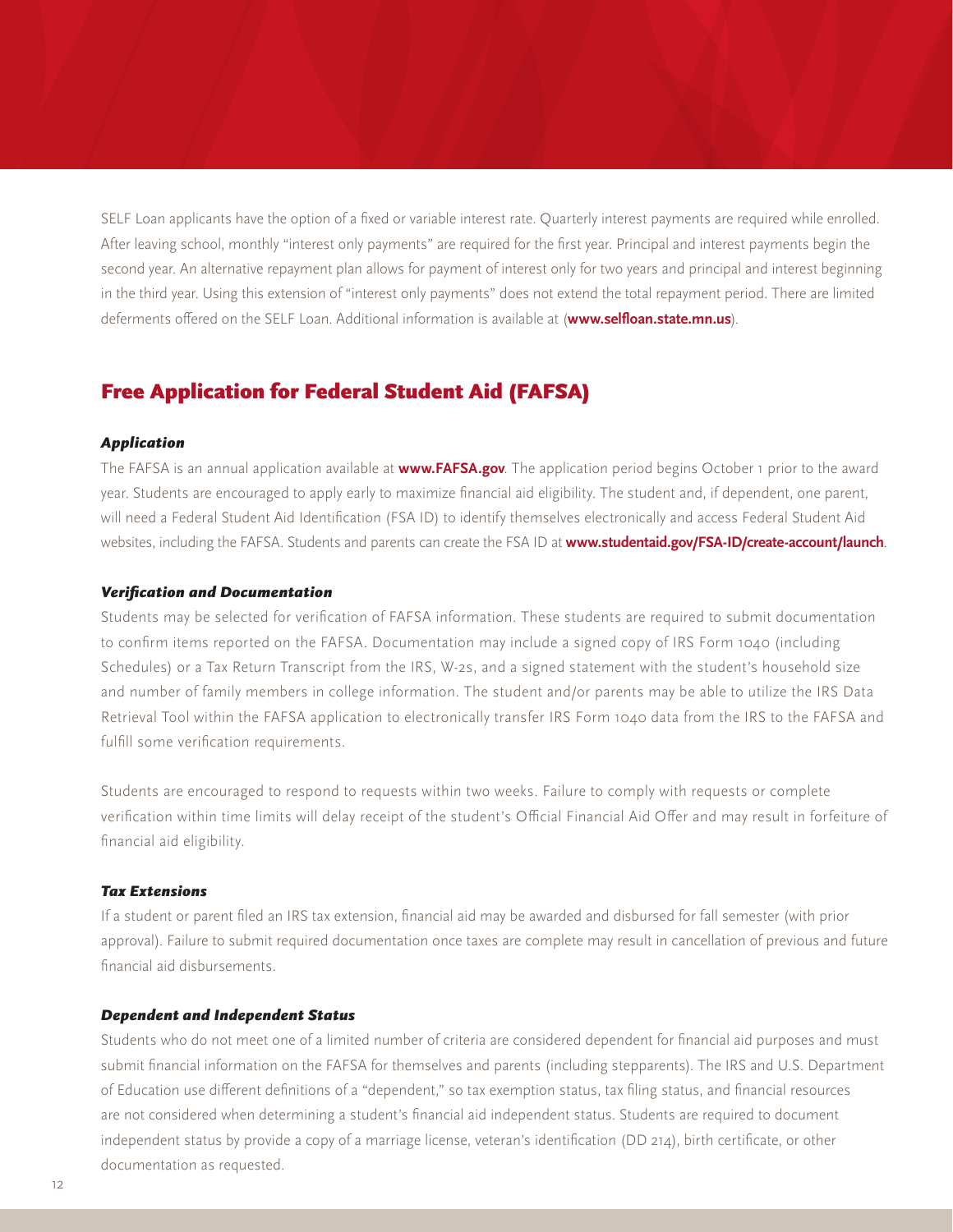SELF Loan applicants have the option of a fixed or variable interest rate. Quarterly interest payments are required while enrolled. After leaving school, monthly "interest only payments" are required for the first year. Principal and interest payments begin the second year. An alternative repayment plan allows for payment of interest only for two years and principal and interest beginning in the third year. Using this extension of "interest only payments" does not extend the total repayment period. There are limited deferments offered on the SELF Loan. Additional information is available at (**www.selfloan.state.mn.us**).

## Free Application for Federal Student Aid (FAFSA)

#### *Application*

The FAFSA is an annual application available at **www.FAFSA.gov**. The application period begins October 1 prior to the award year. Students are encouraged to apply early to maximize financial aid eligibility. The student and, if dependent, one parent, will need a Federal Student Aid Identification (FSA ID) to identify themselves electronically and access Federal Student Aid websites, including the FAFSA. Students and parents can create the FSA ID at **www.studentaid.gov/FSA-ID/create-account/launch**.

#### *Verification and Documentation*

Students may be selected for verification of FAFSA information. These students are required to submit documentation to confirm items reported on the FAFSA. Documentation may include a signed copy of IRS Form 1040 (including Schedules) or a Tax Return Transcript from the IRS, W-2s, and a signed statement with the student's household size and number of family members in college information. The student and/or parents may be able to utilize the IRS Data Retrieval Tool within the FAFSA application to electronically transfer IRS Form 1040 data from the IRS to the FAFSA and fulfill some verification requirements.

Students are encouraged to respond to requests within two weeks. Failure to comply with requests or complete verification within time limits will delay receipt of the student's Official Financial Aid Offer and may result in forfeiture of financial aid eligibility.

#### *Tax Extensions*

If a student or parent filed an IRS tax extension, financial aid may be awarded and disbursed for fall semester (with prior approval). Failure to submit required documentation once taxes are complete may result in cancellation of previous and future financial aid disbursements.

#### *Dependent and Independent Status*

Students who do not meet one of a limited number of criteria are considered dependent for financial aid purposes and must submit financial information on the FAFSA for themselves and parents (including stepparents). The IRS and U.S. Department of Education use different definitions of a "dependent," so tax exemption status, tax filing status, and financial resources are not considered when determining a student's financial aid independent status. Students are required to document independent status by provide a copy of a marriage license, veteran's identification (DD 214), birth certificate, or other documentation as requested.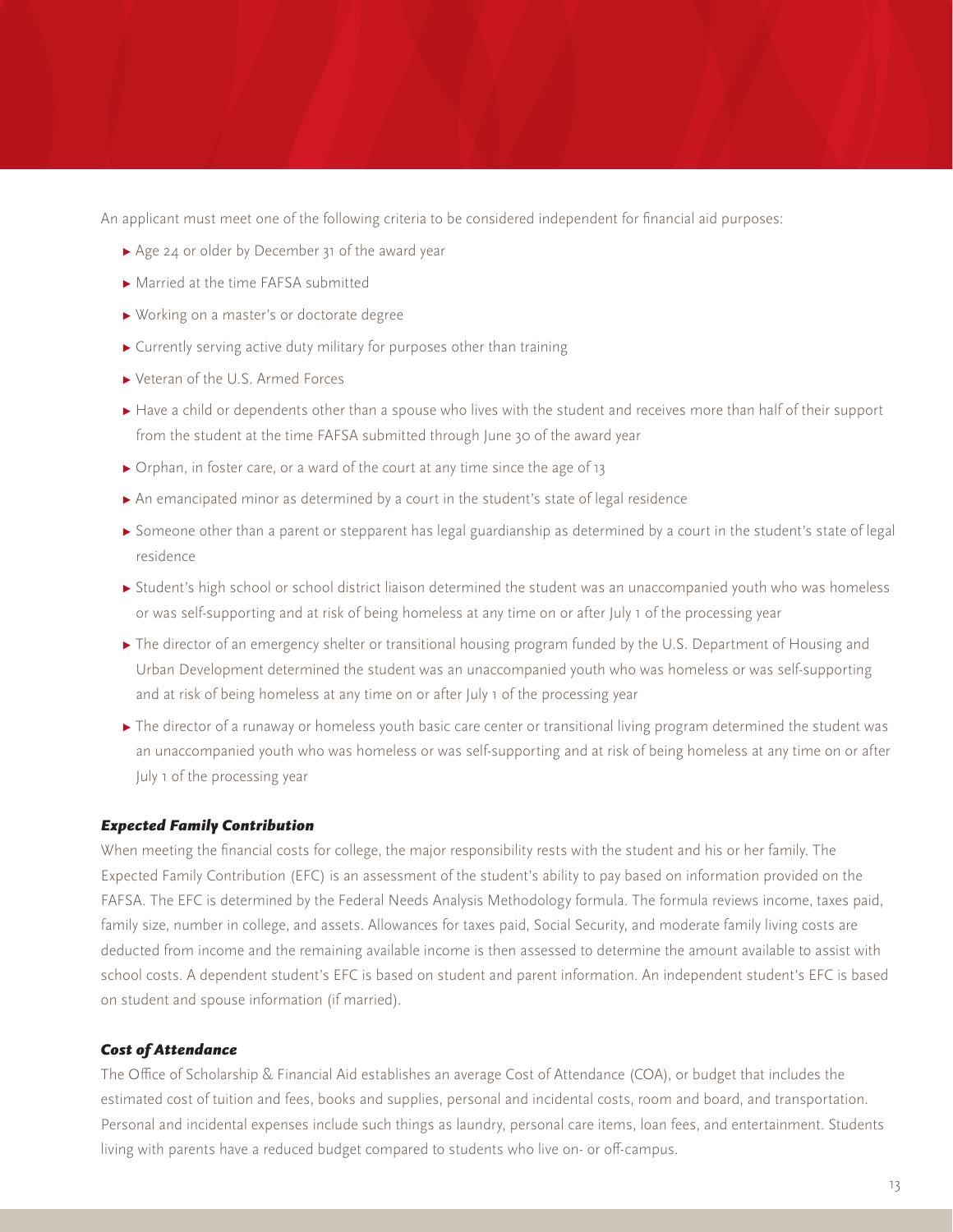An applicant must meet one of the following criteria to be considered independent for financial aid purposes:

- Age 24 or older by December 31 of the award year
- Married at the time FAFSA submitted
- Working on a master's or doctorate degree
- Currently serving active duty military for purposes other than training
- Veteran of the U.S. Armed Forces
- Have a child or dependents other than a spouse who lives with the student and receives more than half of their support from the student at the time FAFSA submitted through June 30 of the award year
- Orphan, in foster care, or a ward of the court at any time since the age of 13
- An emancipated minor as determined by a court in the student's state of legal residence
- Someone other than a parent or stepparent has legal guardianship as determined by a court in the student's state of legal residence
- Student's high school or school district liaison determined the student was an unaccompanied youth who was homeless or was self-supporting and at risk of being homeless at any time on or after July 1 of the processing year
- The director of an emergency shelter or transitional housing program funded by the U.S. Department of Housing and Urban Development determined the student was an unaccompanied youth who was homeless or was self-supporting and at risk of being homeless at any time on or after July 1 of the processing year
- The director of a runaway or homeless youth basic care center or transitional living program determined the student was an unaccompanied youth who was homeless or was self-supporting and at risk of being homeless at any time on or after July 1 of the processing year

### *Expected Family Contribution*

When meeting the financial costs for college, the major responsibility rests with the student and his or her family. The Expected Family Contribution (EFC) is an assessment of the student's ability to pay based on information provided on the FAFSA. The EFC is determined by the Federal Needs Analysis Methodology formula. The formula reviews income, taxes paid, family size, number in college, and assets. Allowances for taxes paid, Social Security, and moderate family living costs are deducted from income and the remaining available income is then assessed to determine the amount available to assist with school costs. A dependent student's EFC is based on student and parent information. An independent student's EFC is based on student and spouse information (if married).

### *Cost of Attendance*

The Office of Scholarship & Financial Aid establishes an average Cost of Attendance (COA), or budget that includes the estimated cost of tuition and fees, books and supplies, personal and incidental costs, room and board, and transportation. Personal and incidental expenses include such things as laundry, personal care items, loan fees, and entertainment. Students living with parents have a reduced budget compared to students who live on- or off-campus.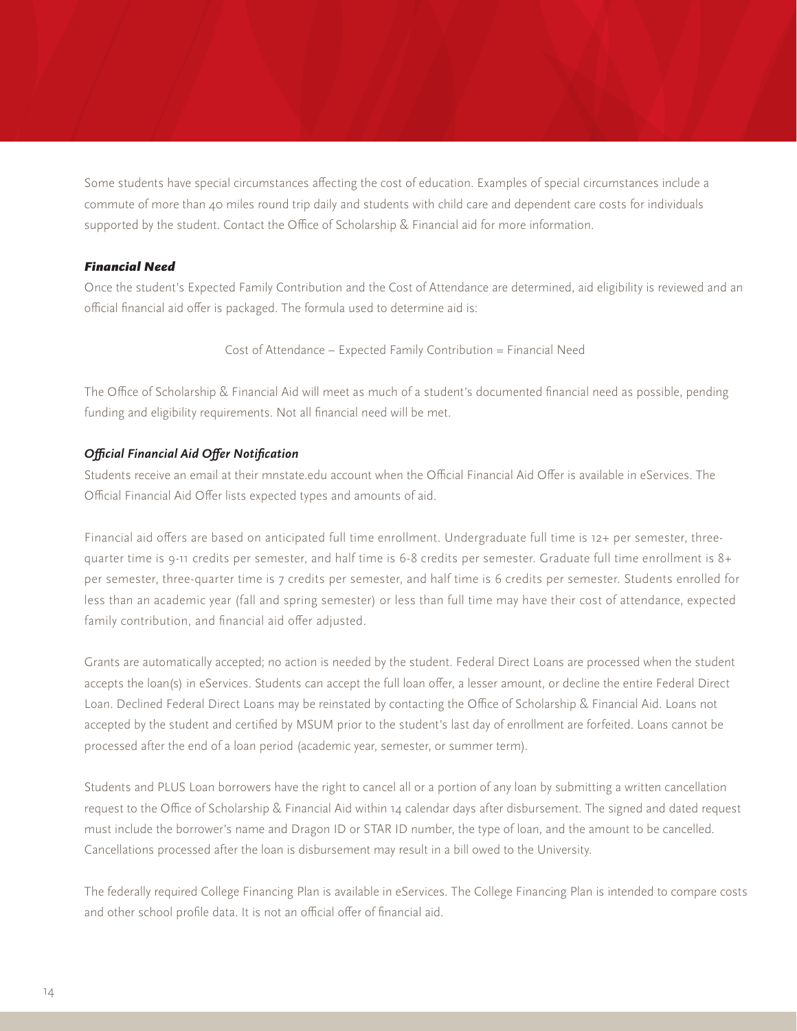Some students have special circumstances affecting the cost of education. Examples of special circumstances include a commute of more than 40 miles round trip daily and students with child care and dependent care costs for individuals supported by the student. Contact the Office of Scholarship & Financial aid for more information.

### *Financial Need*

Once the student's Expected Family Contribution and the Cost of Attendance are determined, aid eligibility is reviewed and an official financial aid offer is packaged. The formula used to determine aid is:

Cost of Attendance – Expected Family Contribution = Financial Need

The Office of Scholarship & Financial Aid will meet as much of a student's documented financial need as possible, pending funding and eligibility requirements. Not all financial need will be met.

### *Official Financial Aid Offer Notification*

Students receive an email at their mnstate.edu account when the Official Financial Aid Offer is available in eServices. The Official Financial Aid Offer lists expected types and amounts of aid.

Financial aid offers are based on anticipated full time enrollment. Undergraduate full time is 12+ per semester, three-quarter time is 9-11 credits per semester, and half time is 6-8 credits per semester. Graduate full time enrollment is 8+ per semester, three-quarter time is 7 credits per semester, and half time is 6 credits per semester. Students enrolled for less than an academic year (fall and spring semester) or less than full time may have their cost of attendance, expected family contribution, and financial aid offer adjusted.

Grants are automatically accepted; no action is needed by the student. Federal Direct Loans are processed when the student accepts the loan(s) in eServices. Students can accept the full loan offer, a lesser amount, or decline the entire Federal Direct Loan. Declined Federal Direct Loans may be reinstated by contacting the Office of Scholarship & Financial Aid. Loans not accepted by the student and certified by MSUM prior to the student's last day of enrollment are forfeited. Loans cannot be processed after the end of a loan period (academic year, semester, or summer term).

Students and PLUS Loan borrowers have the right to cancel all or a portion of any loan by submitting a written cancellation request to the Office of Scholarship & Financial Aid within 14 calendar days after disbursement. The signed and dated request must include the borrower's name and Dragon ID or STAR ID number, the type of loan, and the amount to be cancelled. Cancellations processed after the loan is disbursement may result in a bill owed to the University.

The federally required College Financing Plan is available in eServices. The College Financing Plan is intended to compare costs and other school profile data. It is not an official offer of financial aid.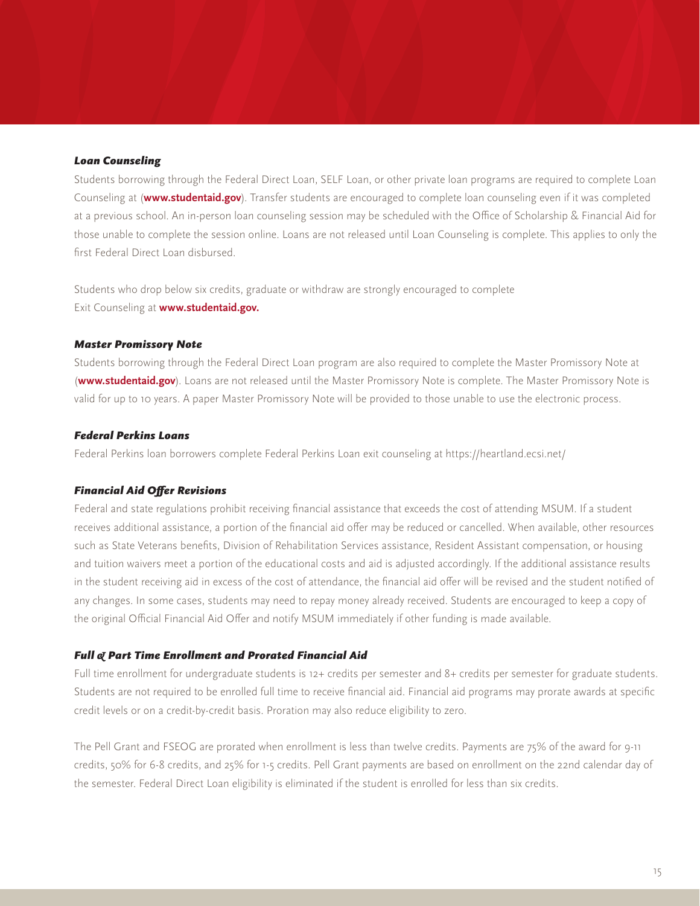### ***Loan Counseling***

Students borrowing through the Federal Direct Loan, SELF Loan, or other private loan programs are required to complete Loan Counseling at (**www.studentaid.gov**). Transfer students are encouraged to complete loan counseling even if it was completed at a previous school. An in-person loan counseling session may be scheduled with the Office of Scholarship & Financial Aid for those unable to complete the session online. Loans are not released until Loan Counseling is complete. This applies to only the first Federal Direct Loan disbursed.

Students who drop below six credits, graduate or withdraw are strongly encouraged to complete Exit Counseling at **www.studentaid.gov.**

### ***Master Promissory Note***

Students borrowing through the Federal Direct Loan program are also required to complete the Master Promissory Note at (**www.studentaid.gov**). Loans are not released until the Master Promissory Note is complete. The Master Promissory Note is valid for up to 10 years. A paper Master Promissory Note will be provided to those unable to use the electronic process.

### ***Federal Perkins Loans***

Federal Perkins loan borrowers complete Federal Perkins Loan exit counseling at https://heartland.ecsi.net/

### ***Financial Aid Offer Revisions***

Federal and state regulations prohibit receiving financial assistance that exceeds the cost of attending MSUM. If a student receives additional assistance, a portion of the financial aid offer may be reduced or cancelled. When available, other resources such as State Veterans benefits, Division of Rehabilitation Services assistance, Resident Assistant compensation, or housing and tuition waivers meet a portion of the educational costs and aid is adjusted accordingly. If the additional assistance results in the student receiving aid in excess of the cost of attendance, the financial aid offer will be revised and the student notified of any changes. In some cases, students may need to repay money already received. Students are encouraged to keep a copy of the original Official Financial Aid Offer and notify MSUM immediately if other funding is made available.

### ***Full & Part Time Enrollment and Prorated Financial Aid***

Full time enrollment for undergraduate students is 12+ credits per semester and 8+ credits per semester for graduate students. Students are not required to be enrolled full time to receive financial aid. Financial aid programs may prorate awards at specific credit levels or on a credit-by-credit basis. Proration may also reduce eligibility to zero.

The Pell Grant and FSEOG are prorated when enrollment is less than twelve credits. Payments are 75% of the award for 9-11 credits, 50% for 6-8 credits, and 25% for 1-5 credits. Pell Grant payments are based on enrollment on the 22nd calendar day of the semester. Federal Direct Loan eligibility is eliminated if the student is enrolled for less than six credits.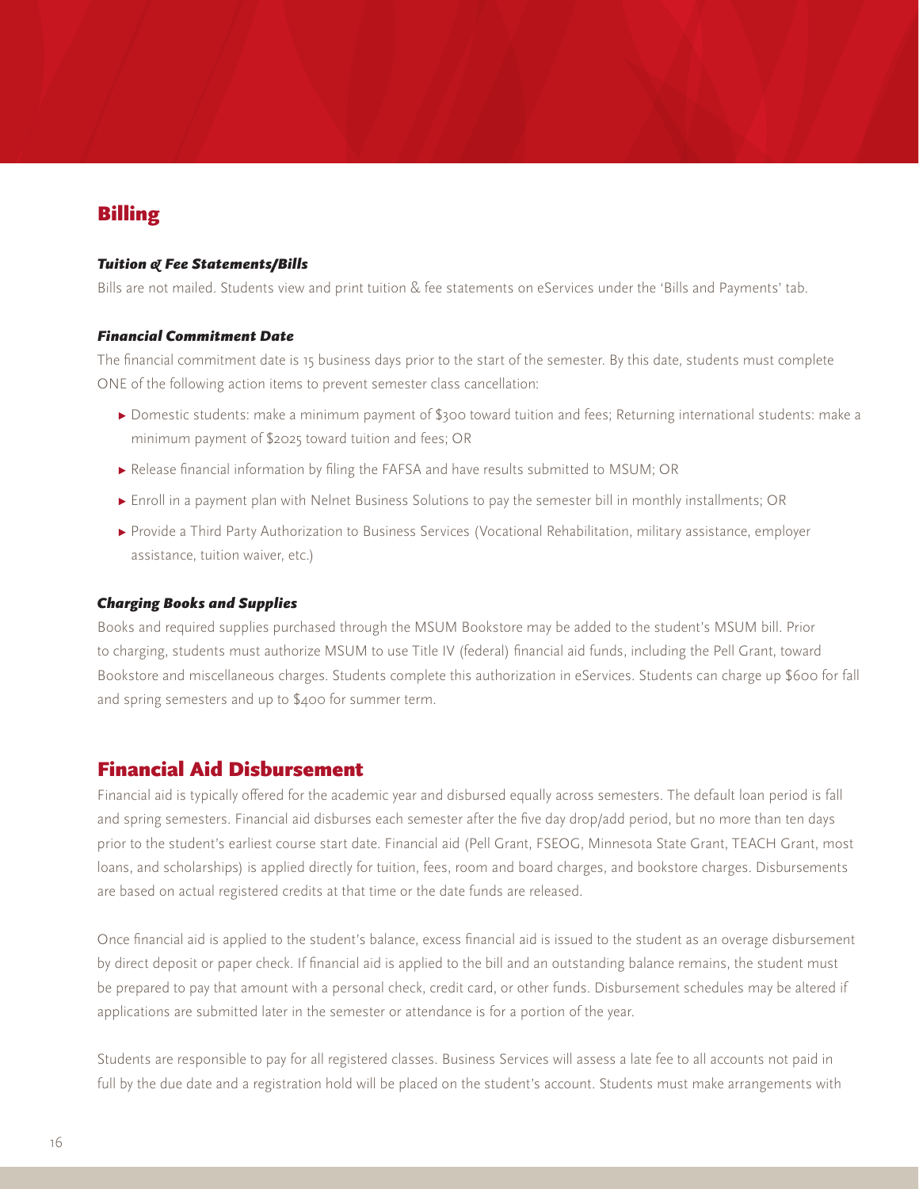## Billing

### *Tuition & Fee Statements/Bills*

Bills are not mailed. Students view and print tuition & fee statements on eServices under the 'Bills and Payments' tab.

### *Financial Commitment Date*

The financial commitment date is 15 business days prior to the start of the semester. By this date, students must complete ONE of the following action items to prevent semester class cancellation:

- Domestic students: make a minimum payment of $300 toward tuition and fees; Returning international students: make a minimum payment of $2025 toward tuition and fees; OR
- Release financial information by filing the FAFSA and have results submitted to MSUM; OR
- Enroll in a payment plan with Nelnet Business Solutions to pay the semester bill in monthly installments; OR
- Provide a Third Party Authorization to Business Services (Vocational Rehabilitation, military assistance, employer assistance, tuition waiver, etc.)

### *Charging Books and Supplies*

Books and required supplies purchased through the MSUM Bookstore may be added to the student's MSUM bill. Prior to charging, students must authorize MSUM to use Title IV (federal) financial aid funds, including the Pell Grant, toward Bookstore and miscellaneous charges. Students complete this authorization in eServices. Students can charge up $600 for fall and spring semesters and up to $400 for summer term.

## Financial Aid Disbursement

Financial aid is typically offered for the academic year and disbursed equally across semesters. The default loan period is fall and spring semesters. Financial aid disburses each semester after the five day drop/add period, but no more than ten days prior to the student's earliest course start date. Financial aid (Pell Grant, FSEOG, Minnesota State Grant, TEACH Grant, most loans, and scholarships) is applied directly for tuition, fees, room and board charges, and bookstore charges. Disbursements are based on actual registered credits at that time or the date funds are released.

Once financial aid is applied to the student's balance, excess financial aid is issued to the student as an overage disbursement by direct deposit or paper check. If financial aid is applied to the bill and an outstanding balance remains, the student must be prepared to pay that amount with a personal check, credit card, or other funds. Disbursement schedules may be altered if applications are submitted later in the semester or attendance is for a portion of the year.

Students are responsible to pay for all registered classes. Business Services will assess a late fee to all accounts not paid in full by the due date and a registration hold will be placed on the student's account. Students must make arrangements with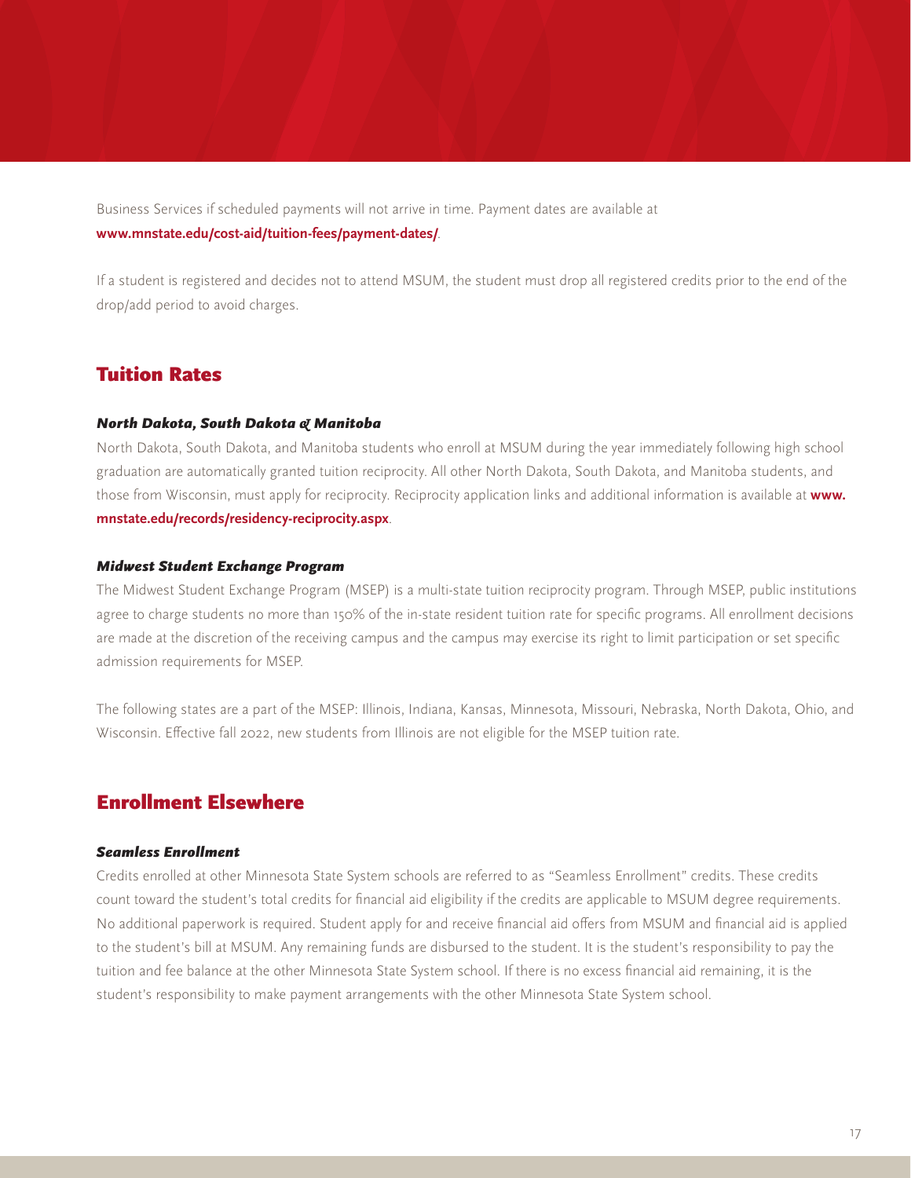Business Services if scheduled payments will not arrive in time. Payment dates are available at **www.mnstate.edu/cost-aid/tuition-fees/payment-dates/**.

If a student is registered and decides not to attend MSUM, the student must drop all registered credits prior to the end of the drop/add period to avoid charges.

## Tuition Rates

### *North Dakota, South Dakota & Manitoba*

North Dakota, South Dakota, and Manitoba students who enroll at MSUM during the year immediately following high school graduation are automatically granted tuition reciprocity. All other North Dakota, South Dakota, and Manitoba students, and those from Wisconsin, must apply for reciprocity. Reciprocity application links and additional information is available at **www.mnstate.edu/records/residency-reciprocity.aspx**.

### *Midwest Student Exchange Program*

The Midwest Student Exchange Program (MSEP) is a multi-state tuition reciprocity program. Through MSEP, public institutions agree to charge students no more than 150% of the in-state resident tuition rate for specific programs. All enrollment decisions are made at the discretion of the receiving campus and the campus may exercise its right to limit participation or set specific admission requirements for MSEP.

The following states are a part of the MSEP: Illinois, Indiana, Kansas, Minnesota, Missouri, Nebraska, North Dakota, Ohio, and Wisconsin. Effective fall 2022, new students from Illinois are not eligible for the MSEP tuition rate.

## Enrollment Elsewhere

### *Seamless Enrollment*

Credits enrolled at other Minnesota State System schools are referred to as "Seamless Enrollment" credits. These credits count toward the student's total credits for financial aid eligibility if the credits are applicable to MSUM degree requirements. No additional paperwork is required. Student apply for and receive financial aid offers from MSUM and financial aid is applied to the student's bill at MSUM. Any remaining funds are disbursed to the student. It is the student's responsibility to pay the tuition and fee balance at the other Minnesota State System school. If there is no excess financial aid remaining, it is the student's responsibility to make payment arrangements with the other Minnesota State System school.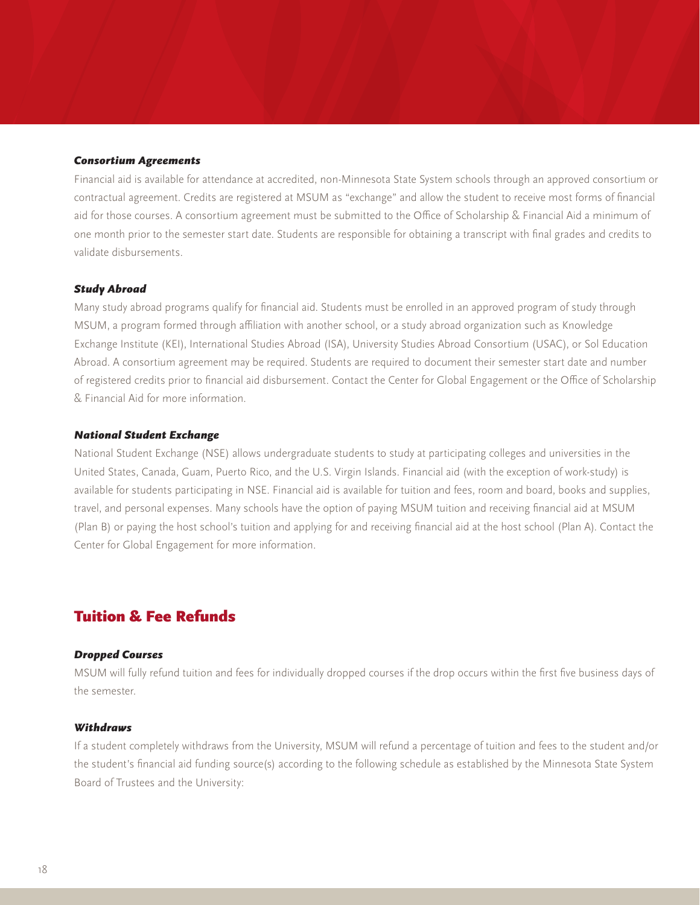### *Consortium Agreements*

Financial aid is available for attendance at accredited, non-Minnesota State System schools through an approved consortium or contractual agreement. Credits are registered at MSUM as "exchange" and allow the student to receive most forms of financial aid for those courses. A consortium agreement must be submitted to the Office of Scholarship & Financial Aid a minimum of one month prior to the semester start date. Students are responsible for obtaining a transcript with final grades and credits to validate disbursements.

### *Study Abroad*

Many study abroad programs qualify for financial aid. Students must be enrolled in an approved program of study through MSUM, a program formed through affiliation with another school, or a study abroad organization such as Knowledge Exchange Institute (KEI), International Studies Abroad (ISA), University Studies Abroad Consortium (USAC), or Sol Education Abroad. A consortium agreement may be required. Students are required to document their semester start date and number of registered credits prior to financial aid disbursement. Contact the Center for Global Engagement or the Office of Scholarship & Financial Aid for more information.

### *National Student Exchange*

National Student Exchange (NSE) allows undergraduate students to study at participating colleges and universities in the United States, Canada, Guam, Puerto Rico, and the U.S. Virgin Islands. Financial aid (with the exception of work-study) is available for students participating in NSE. Financial aid is available for tuition and fees, room and board, books and supplies, travel, and personal expenses. Many schools have the option of paying MSUM tuition and receiving financial aid at MSUM (Plan B) or paying the host school's tuition and applying for and receiving financial aid at the host school (Plan A). Contact the Center for Global Engagement for more information.

## Tuition & Fee Refunds

### *Dropped Courses*

MSUM will fully refund tuition and fees for individually dropped courses if the drop occurs within the first five business days of the semester.

### *Withdraws*

If a student completely withdraws from the University, MSUM will refund a percentage of tuition and fees to the student and/or the student's financial aid funding source(s) according to the following schedule as established by the Minnesota State System Board of Trustees and the University: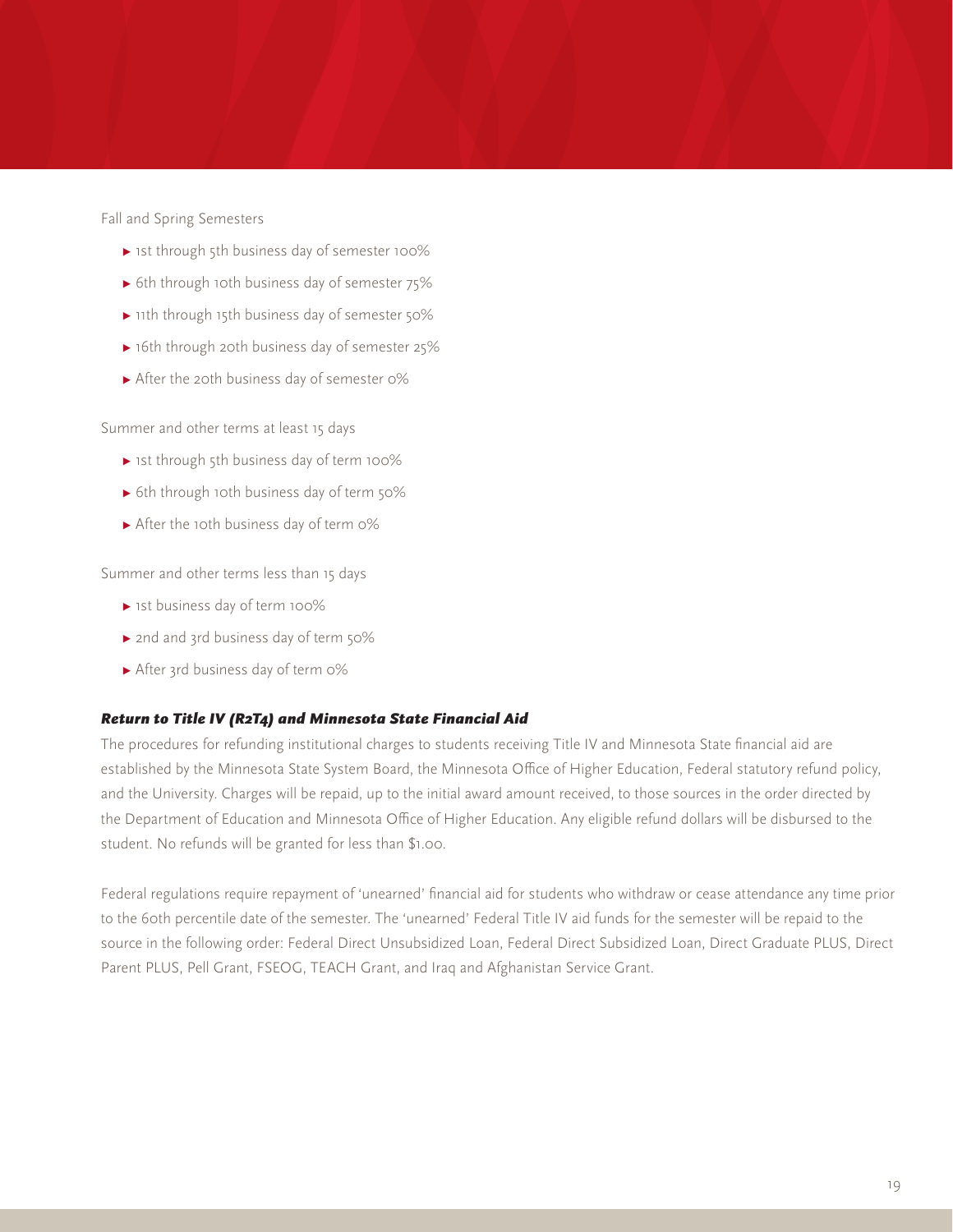Fall and Spring Semesters

- 1st through 5th business day of semester 100%
- 6th through 10th business day of semester 75%
- 11th through 15th business day of semester 50%
- 16th through 20th business day of semester 25%
- After the 20th business day of semester 0%

Summer and other terms at least 15 days

- 1st through 5th business day of term 100%
- 6th through 10th business day of term 50%
- After the 10th business day of term 0%

Summer and other terms less than 15 days

- 1st business day of term 100%
- 2nd and 3rd business day of term 50%
- After 3rd business day of term 0%

### ***Return to Title IV (R2T4) and Minnesota State Financial Aid***

The procedures for refunding institutional charges to students receiving Title IV and Minnesota State financial aid are established by the Minnesota State System Board, the Minnesota Office of Higher Education, Federal statutory refund policy, and the University. Charges will be repaid, up to the initial award amount received, to those sources in the order directed by the Department of Education and Minnesota Office of Higher Education. Any eligible refund dollars will be disbursed to the student. No refunds will be granted for less than $1.00.

Federal regulations require repayment of 'unearned' financial aid for students who withdraw or cease attendance any time prior to the 60th percentile date of the semester. The 'unearned' Federal Title IV aid funds for the semester will be repaid to the source in the following order: Federal Direct Unsubsidized Loan, Federal Direct Subsidized Loan, Direct Graduate PLUS, Direct Parent PLUS, Pell Grant, FSEOG, TEACH Grant, and Iraq and Afghanistan Service Grant.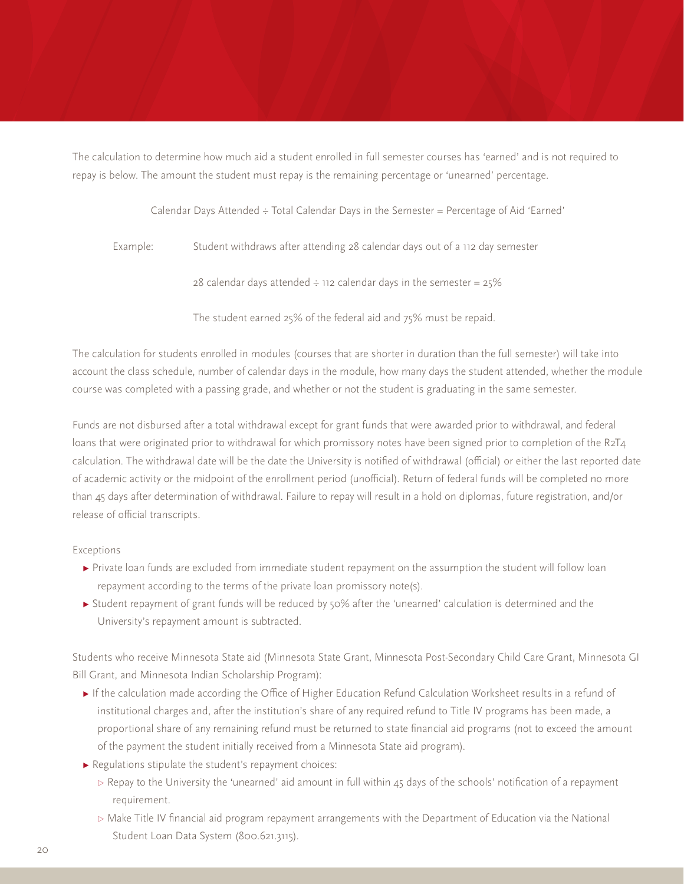The calculation to determine how much aid a student enrolled in full semester courses has 'earned' and is not required to repay is below. The amount the student must repay is the remaining percentage or 'unearned' percentage.

Calendar Days Attended ÷ Total Calendar Days in the Semester = Percentage of Aid 'Earned'

Example: Student withdraws after attending 28 calendar days out of a 112 day semester

28 calendar days attended ÷ 112 calendar days in the semester = 25%

The student earned 25% of the federal aid and 75% must be repaid.

The calculation for students enrolled in modules (courses that are shorter in duration than the full semester) will take into account the class schedule, number of calendar days in the module, how many days the student attended, whether the module course was completed with a passing grade, and whether or not the student is graduating in the same semester.

Funds are not disbursed after a total withdrawal except for grant funds that were awarded prior to withdrawal, and federal loans that were originated prior to withdrawal for which promissory notes have been signed prior to completion of the R2T4 calculation. The withdrawal date will be the date the University is notified of withdrawal (official) or either the last reported date of academic activity or the midpoint of the enrollment period (unofficial). Return of federal funds will be completed no more than 45 days after determination of withdrawal. Failure to repay will result in a hold on diplomas, future registration, and/or release of official transcripts.

Exceptions

- Private loan funds are excluded from immediate student repayment on the assumption the student will follow loan repayment according to the terms of the private loan promissory note(s).
- Student repayment of grant funds will be reduced by 50% after the 'unearned' calculation is determined and the University's repayment amount is subtracted.

Students who receive Minnesota State aid (Minnesota State Grant, Minnesota Post-Secondary Child Care Grant, Minnesota GI Bill Grant, and Minnesota Indian Scholarship Program):

- If the calculation made according the Office of Higher Education Refund Calculation Worksheet results in a refund of institutional charges and, after the institution's share of any required refund to Title IV programs has been made, a proportional share of any remaining refund must be returned to state financial aid programs (not to exceed the amount of the payment the student initially received from a Minnesota State aid program).
- Regulations stipulate the student's repayment choices:
  - Repay to the University the 'unearned' aid amount in full within 45 days of the schools' notification of a repayment requirement.
  - Make Title IV financial aid program repayment arrangements with the Department of Education via the National Student Loan Data System (800.621.3115).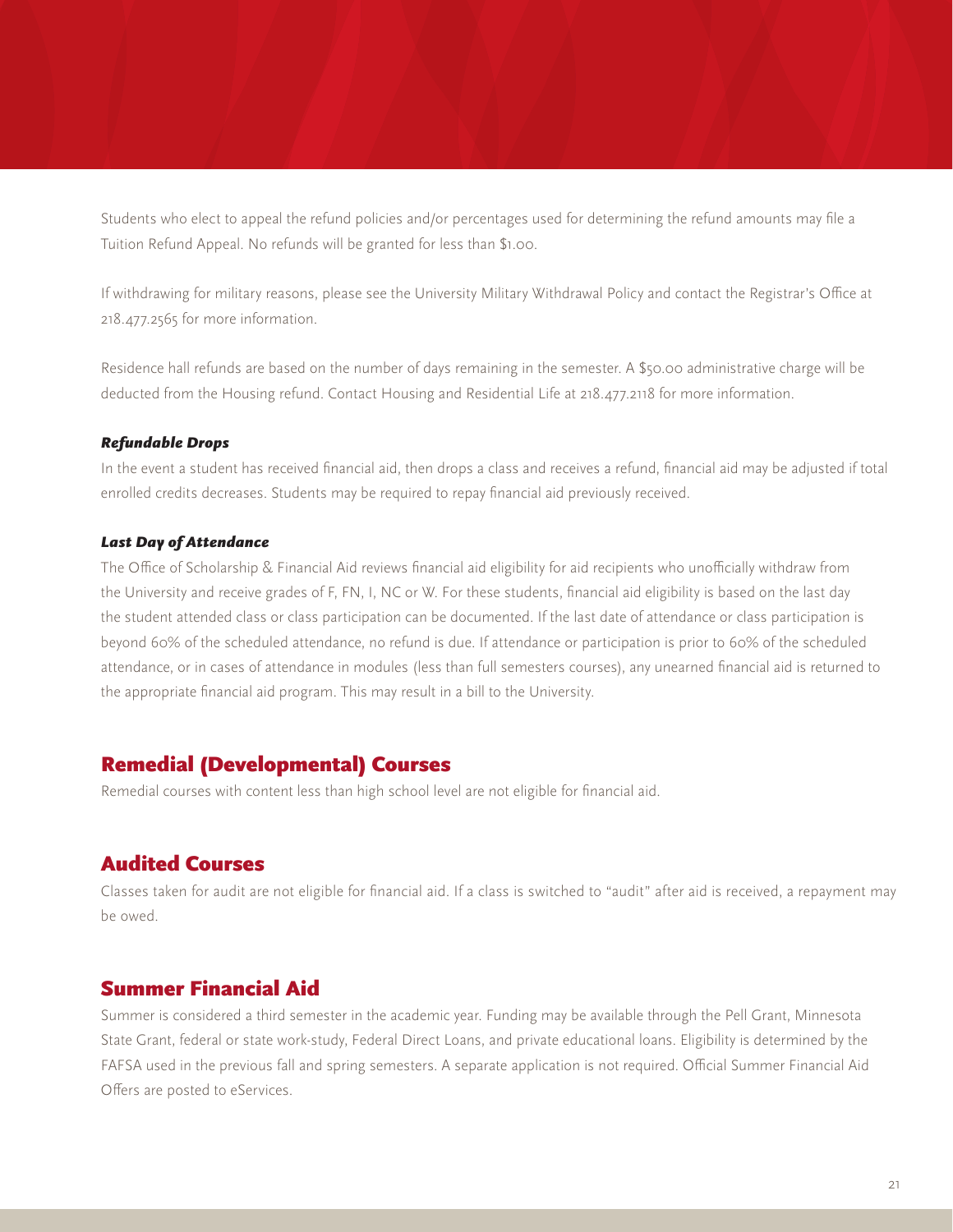Students who elect to appeal the refund policies and/or percentages used for determining the refund amounts may file a Tuition Refund Appeal. No refunds will be granted for less than $1.00.

If withdrawing for military reasons, please see the University Military Withdrawal Policy and contact the Registrar's Office at 218.477.2565 for more information.

Residence hall refunds are based on the number of days remaining in the semester. A $50.00 administrative charge will be deducted from the Housing refund. Contact Housing and Residential Life at 218.477.2118 for more information.

### *Refundable Drops*

In the event a student has received financial aid, then drops a class and receives a refund, financial aid may be adjusted if total enrolled credits decreases. Students may be required to repay financial aid previously received.

### *Last Day of Attendance*

The Office of Scholarship & Financial Aid reviews financial aid eligibility for aid recipients who unofficially withdraw from the University and receive grades of F, FN, I, NC or W. For these students, financial aid eligibility is based on the last day the student attended class or class participation can be documented. If the last date of attendance or class participation is beyond 60% of the scheduled attendance, no refund is due. If attendance or participation is prior to 60% of the scheduled attendance, or in cases of attendance in modules (less than full semesters courses), any unearned financial aid is returned to the appropriate financial aid program. This may result in a bill to the University.

## Remedial (Developmental) Courses

Remedial courses with content less than high school level are not eligible for financial aid.

## Audited Courses

Classes taken for audit are not eligible for financial aid. If a class is switched to "audit" after aid is received, a repayment may be owed.

## Summer Financial Aid

Summer is considered a third semester in the academic year. Funding may be available through the Pell Grant, Minnesota State Grant, federal or state work-study, Federal Direct Loans, and private educational loans. Eligibility is determined by the FAFSA used in the previous fall and spring semesters. A separate application is not required. Official Summer Financial Aid Offers are posted to eServices.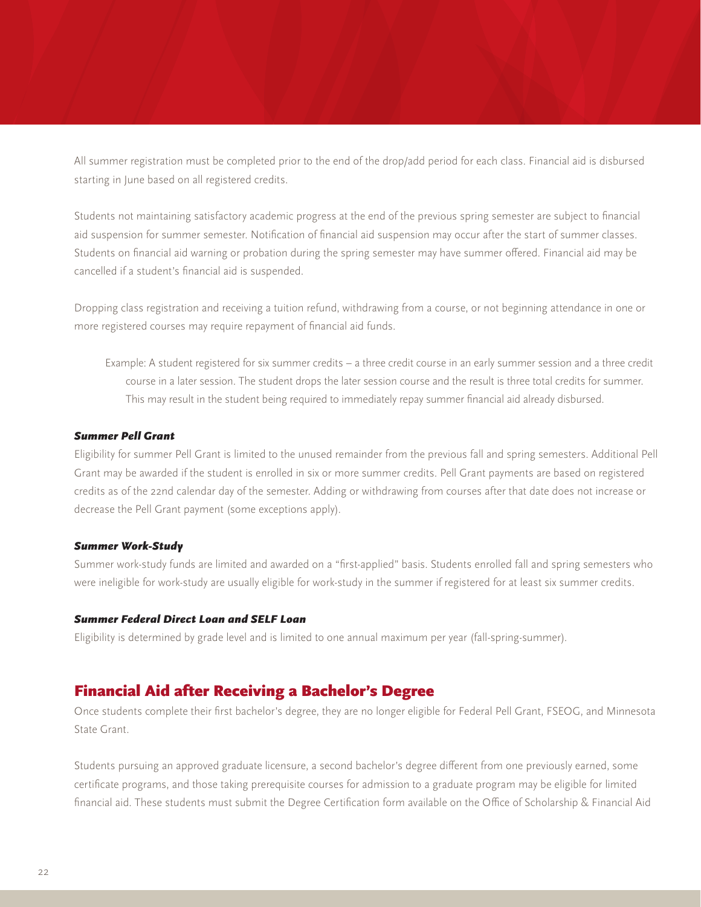All summer registration must be completed prior to the end of the drop/add period for each class. Financial aid is disbursed starting in June based on all registered credits.

Students not maintaining satisfactory academic progress at the end of the previous spring semester are subject to financial aid suspension for summer semester. Notification of financial aid suspension may occur after the start of summer classes. Students on financial aid warning or probation during the spring semester may have summer offered. Financial aid may be cancelled if a student's financial aid is suspended.

Dropping class registration and receiving a tuition refund, withdrawing from a course, or not beginning attendance in one or more registered courses may require repayment of financial aid funds.

> Example: A student registered for six summer credits – a three credit course in an early summer session and a three credit course in a later session. The student drops the later session course and the result is three total credits for summer. This may result in the student being required to immediately repay summer financial aid already disbursed.

#### ***Summer Pell Grant***

Eligibility for summer Pell Grant is limited to the unused remainder from the previous fall and spring semesters. Additional Pell Grant may be awarded if the student is enrolled in six or more summer credits. Pell Grant payments are based on registered credits as of the 22nd calendar day of the semester. Adding or withdrawing from courses after that date does not increase or decrease the Pell Grant payment (some exceptions apply).

#### ***Summer Work-Study***

Summer work-study funds are limited and awarded on a "first-applied" basis. Students enrolled fall and spring semesters who were ineligible for work-study are usually eligible for work-study in the summer if registered for at least six summer credits.

#### ***Summer Federal Direct Loan and SELF Loan***

Eligibility is determined by grade level and is limited to one annual maximum per year (fall-spring-summer).

## Financial Aid after Receiving a Bachelor's Degree

Once students complete their first bachelor's degree, they are no longer eligible for Federal Pell Grant, FSEOG, and Minnesota State Grant.

Students pursuing an approved graduate licensure, a second bachelor's degree different from one previously earned, some certificate programs, and those taking prerequisite courses for admission to a graduate program may be eligible for limited financial aid. These students must submit the Degree Certification form available on the Office of Scholarship & Financial Aid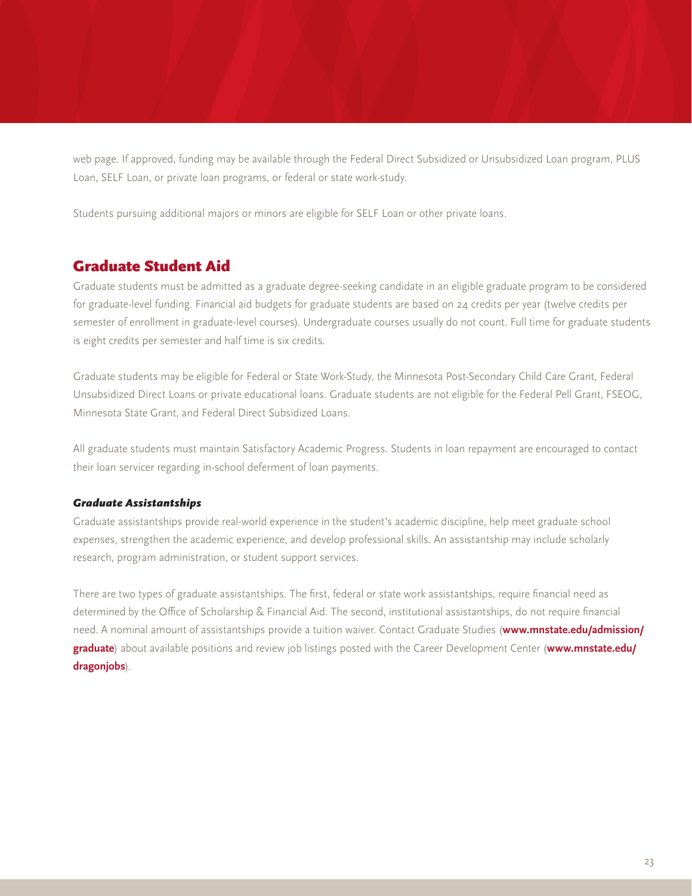web page. If approved, funding may be available through the Federal Direct Subsidized or Unsubsidized Loan program, PLUS Loan, SELF Loan, or private loan programs, or federal or state work-study.

Students pursuing additional majors or minors are eligible for SELF Loan or other private loans.

## Graduate Student Aid

Graduate students must be admitted as a graduate degree-seeking candidate in an eligible graduate program to be considered for graduate-level funding. Financial aid budgets for graduate students are based on 24 credits per year (twelve credits per semester of enrollment in graduate-level courses). Undergraduate courses usually do not count. Full time for graduate students is eight credits per semester and half time is six credits.

Graduate students may be eligible for Federal or State Work-Study, the Minnesota Post-Secondary Child Care Grant, Federal Unsubsidized Direct Loans or private educational loans. Graduate students are not eligible for the Federal Pell Grant, FSEOG, Minnesota State Grant, and Federal Direct Subsidized Loans.

All graduate students must maintain Satisfactory Academic Progress. Students in loan repayment are encouraged to contact their loan servicer regarding in-school deferment of loan payments.

### *Graduate Assistantships*

Graduate assistantships provide real-world experience in the student's academic discipline, help meet graduate school expenses, strengthen the academic experience, and develop professional skills. An assistantship may include scholarly research, program administration, or student support services.

There are two types of graduate assistantships. The first, federal or state work assistantships, require financial need as determined by the Office of Scholarship & Financial Aid. The second, institutional assistantships, do not require financial need. A nominal amount of assistantships provide a tuition waiver. Contact Graduate Studies (**www.mnstate.edu/admission/graduate**) about available positions and review job listings posted with the Career Development Center (**www.mnstate.edu/dragonjobs**).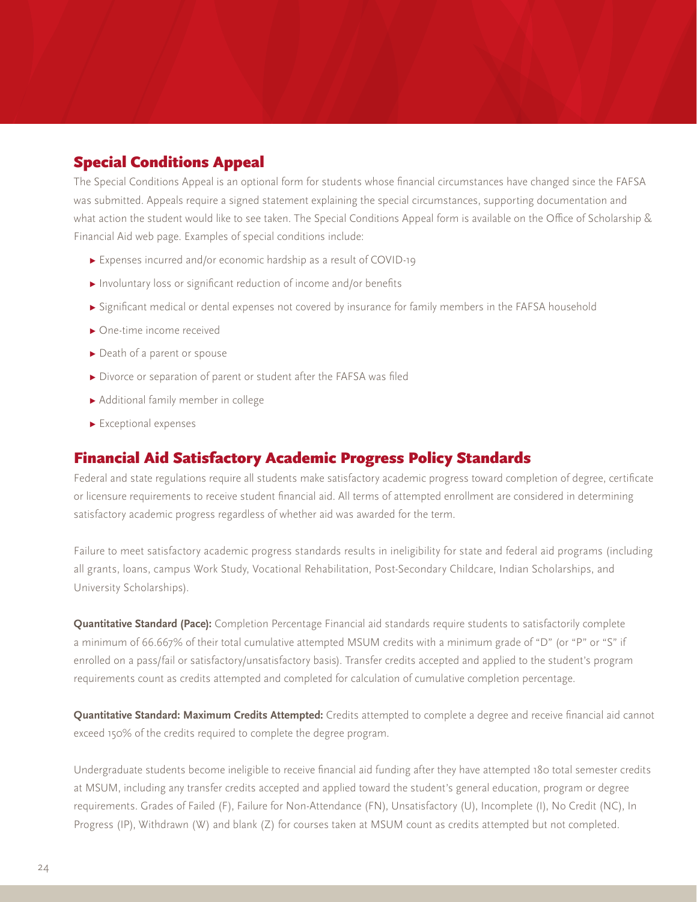## Special Conditions Appeal

The Special Conditions Appeal is an optional form for students whose financial circumstances have changed since the FAFSA was submitted. Appeals require a signed statement explaining the special circumstances, supporting documentation and what action the student would like to see taken. The Special Conditions Appeal form is available on the Office of Scholarship & Financial Aid web page. Examples of special conditions include:

- Expenses incurred and/or economic hardship as a result of COVID-19
- Involuntary loss or significant reduction of income and/or benefits
- Significant medical or dental expenses not covered by insurance for family members in the FAFSA household
- One-time income received
- Death of a parent or spouse
- Divorce or separation of parent or student after the FAFSA was filed
- Additional family member in college
- Exceptional expenses

## Financial Aid Satisfactory Academic Progress Policy Standards

Federal and state regulations require all students make satisfactory academic progress toward completion of degree, certificate or licensure requirements to receive student financial aid. All terms of attempted enrollment are considered in determining satisfactory academic progress regardless of whether aid was awarded for the term.

Failure to meet satisfactory academic progress standards results in ineligibility for state and federal aid programs (including all grants, loans, campus Work Study, Vocational Rehabilitation, Post-Secondary Childcare, Indian Scholarships, and University Scholarships).

**Quantitative Standard (Pace):** Completion Percentage Financial aid standards require students to satisfactorily complete a minimum of 66.667% of their total cumulative attempted MSUM credits with a minimum grade of "D" (or "P" or "S" if enrolled on a pass/fail or satisfactory/unsatisfactory basis). Transfer credits accepted and applied to the student's program requirements count as credits attempted and completed for calculation of cumulative completion percentage.

**Quantitative Standard: Maximum Credits Attempted:** Credits attempted to complete a degree and receive financial aid cannot exceed 150% of the credits required to complete the degree program.

Undergraduate students become ineligible to receive financial aid funding after they have attempted 180 total semester credits at MSUM, including any transfer credits accepted and applied toward the student's general education, program or degree requirements. Grades of Failed (F), Failure for Non-Attendance (FN), Unsatisfactory (U), Incomplete (I), No Credit (NC), In Progress (IP), Withdrawn (W) and blank (Z) for courses taken at MSUM count as credits attempted but not completed.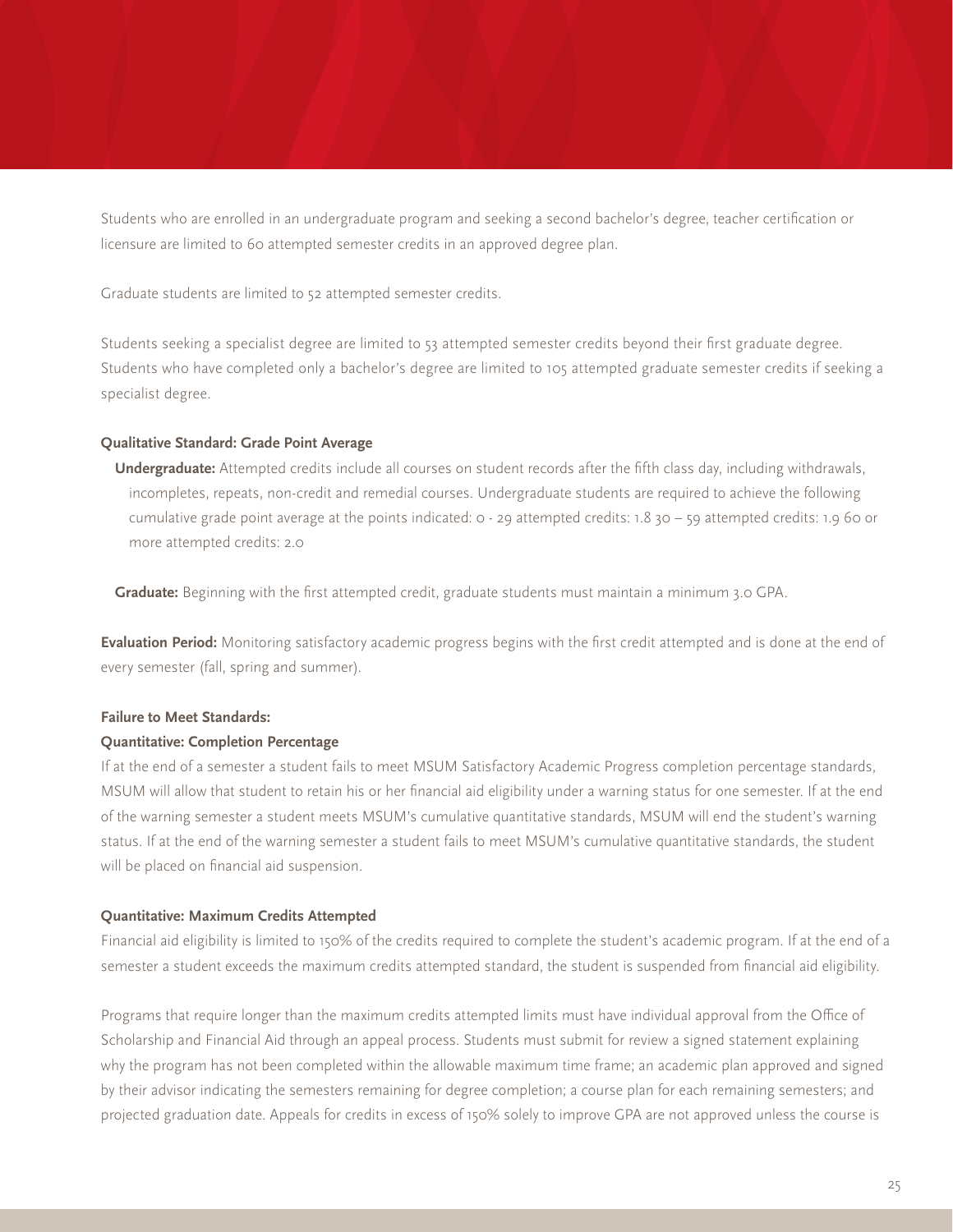Students who are enrolled in an undergraduate program and seeking a second bachelor's degree, teacher certification or licensure are limited to 60 attempted semester credits in an approved degree plan.

Graduate students are limited to 52 attempted semester credits.

Students seeking a specialist degree are limited to 53 attempted semester credits beyond their first graduate degree. Students who have completed only a bachelor's degree are limited to 105 attempted graduate semester credits if seeking a specialist degree.

**Qualitative Standard: Grade Point Average**

**Undergraduate:** Attempted credits include all courses on student records after the fifth class day, including withdrawals, incompletes, repeats, non-credit and remedial courses. Undergraduate students are required to achieve the following cumulative grade point average at the points indicated: 0 - 29 attempted credits: 1.8 30 – 59 attempted credits: 1.9 60 or more attempted credits: 2.0

**Graduate:** Beginning with the first attempted credit, graduate students must maintain a minimum 3.0 GPA.

**Evaluation Period:** Monitoring satisfactory academic progress begins with the first credit attempted and is done at the end of every semester (fall, spring and summer).

**Failure to Meet Standards:**

**Quantitative: Completion Percentage**

If at the end of a semester a student fails to meet MSUM Satisfactory Academic Progress completion percentage standards, MSUM will allow that student to retain his or her financial aid eligibility under a warning status for one semester. If at the end of the warning semester a student meets MSUM's cumulative quantitative standards, MSUM will end the student's warning status. If at the end of the warning semester a student fails to meet MSUM's cumulative quantitative standards, the student will be placed on financial aid suspension.

**Quantitative: Maximum Credits Attempted**

Financial aid eligibility is limited to 150% of the credits required to complete the student's academic program. If at the end of a semester a student exceeds the maximum credits attempted standard, the student is suspended from financial aid eligibility.

Programs that require longer than the maximum credits attempted limits must have individual approval from the Office of Scholarship and Financial Aid through an appeal process. Students must submit for review a signed statement explaining why the program has not been completed within the allowable maximum time frame; an academic plan approved and signed by their advisor indicating the semesters remaining for degree completion; a course plan for each remaining semesters; and projected graduation date. Appeals for credits in excess of 150% solely to improve GPA are not approved unless the course is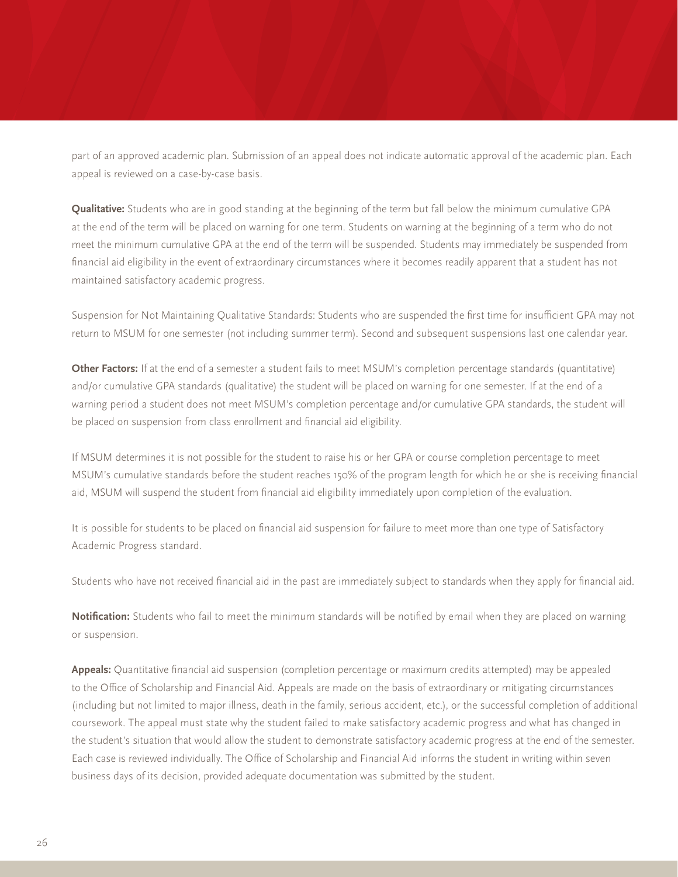part of an approved academic plan. Submission of an appeal does not indicate automatic approval of the academic plan. Each appeal is reviewed on a case-by-case basis.

**Qualitative:** Students who are in good standing at the beginning of the term but fall below the minimum cumulative GPA at the end of the term will be placed on warning for one term. Students on warning at the beginning of a term who do not meet the minimum cumulative GPA at the end of the term will be suspended. Students may immediately be suspended from financial aid eligibility in the event of extraordinary circumstances where it becomes readily apparent that a student has not maintained satisfactory academic progress.

Suspension for Not Maintaining Qualitative Standards: Students who are suspended the first time for insufficient GPA may not return to MSUM for one semester (not including summer term). Second and subsequent suspensions last one calendar year.

**Other Factors:** If at the end of a semester a student fails to meet MSUM's completion percentage standards (quantitative) and/or cumulative GPA standards (qualitative) the student will be placed on warning for one semester. If at the end of a warning period a student does not meet MSUM's completion percentage and/or cumulative GPA standards, the student will be placed on suspension from class enrollment and financial aid eligibility.

If MSUM determines it is not possible for the student to raise his or her GPA or course completion percentage to meet MSUM's cumulative standards before the student reaches 150% of the program length for which he or she is receiving financial aid, MSUM will suspend the student from financial aid eligibility immediately upon completion of the evaluation.

It is possible for students to be placed on financial aid suspension for failure to meet more than one type of Satisfactory Academic Progress standard.

Students who have not received financial aid in the past are immediately subject to standards when they apply for financial aid.

**Notification:** Students who fail to meet the minimum standards will be notified by email when they are placed on warning or suspension.

**Appeals:** Quantitative financial aid suspension (completion percentage or maximum credits attempted) may be appealed to the Office of Scholarship and Financial Aid. Appeals are made on the basis of extraordinary or mitigating circumstances (including but not limited to major illness, death in the family, serious accident, etc.), or the successful completion of additional coursework. The appeal must state why the student failed to make satisfactory academic progress and what has changed in the student's situation that would allow the student to demonstrate satisfactory academic progress at the end of the semester. Each case is reviewed individually. The Office of Scholarship and Financial Aid informs the student in writing within seven business days of its decision, provided adequate documentation was submitted by the student.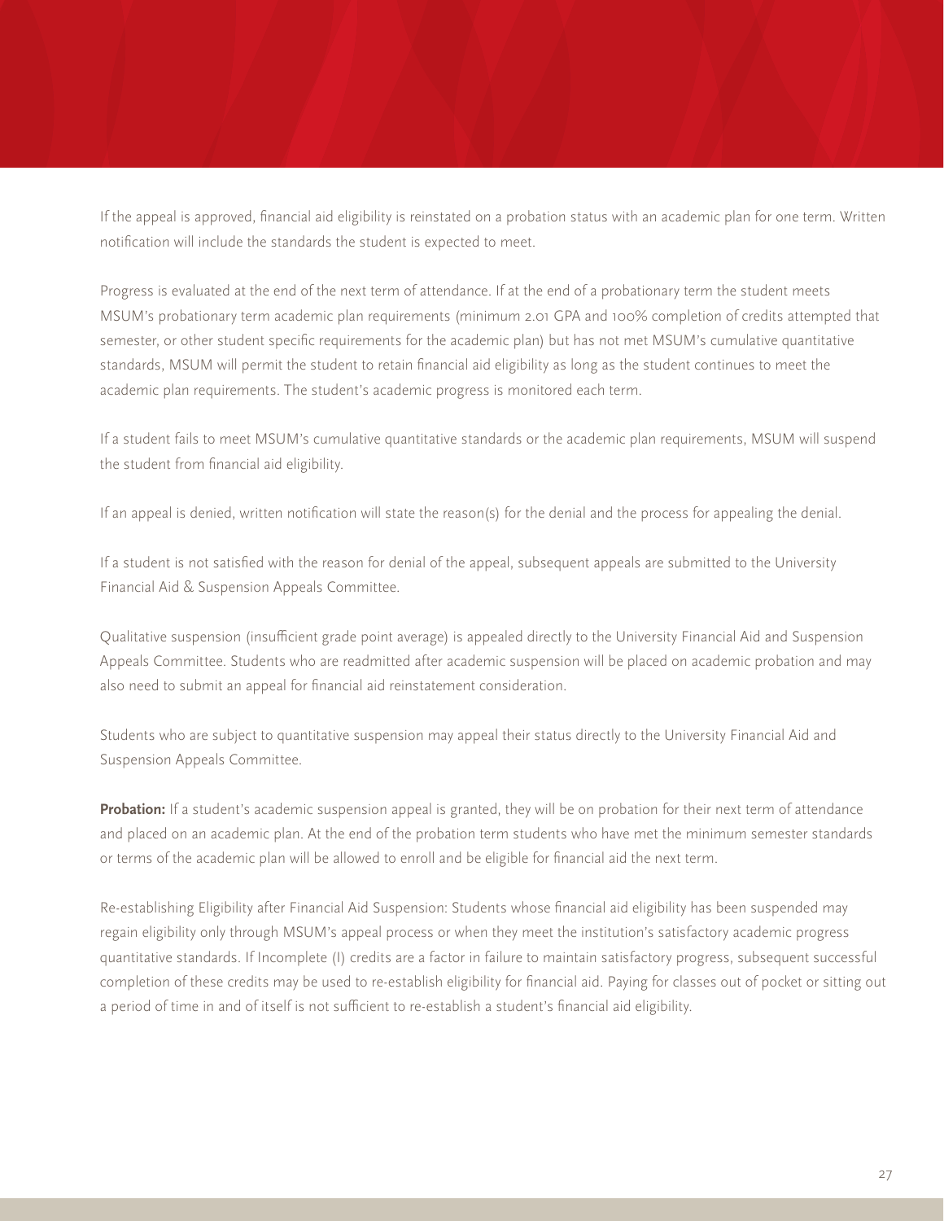If the appeal is approved, financial aid eligibility is reinstated on a probation status with an academic plan for one term. Written notification will include the standards the student is expected to meet.

Progress is evaluated at the end of the next term of attendance. If at the end of a probationary term the student meets MSUM's probationary term academic plan requirements (minimum 2.01 GPA and 100% completion of credits attempted that semester, or other student specific requirements for the academic plan) but has not met MSUM's cumulative quantitative standards, MSUM will permit the student to retain financial aid eligibility as long as the student continues to meet the academic plan requirements. The student's academic progress is monitored each term.

If a student fails to meet MSUM's cumulative quantitative standards or the academic plan requirements, MSUM will suspend the student from financial aid eligibility.

If an appeal is denied, written notification will state the reason(s) for the denial and the process for appealing the denial.

If a student is not satisfied with the reason for denial of the appeal, subsequent appeals are submitted to the University Financial Aid & Suspension Appeals Committee.

Qualitative suspension (insufficient grade point average) is appealed directly to the University Financial Aid and Suspension Appeals Committee. Students who are readmitted after academic suspension will be placed on academic probation and may also need to submit an appeal for financial aid reinstatement consideration.

Students who are subject to quantitative suspension may appeal their status directly to the University Financial Aid and Suspension Appeals Committee.

**Probation:** If a student's academic suspension appeal is granted, they will be on probation for their next term of attendance and placed on an academic plan. At the end of the probation term students who have met the minimum semester standards or terms of the academic plan will be allowed to enroll and be eligible for financial aid the next term.

Re-establishing Eligibility after Financial Aid Suspension: Students whose financial aid eligibility has been suspended may regain eligibility only through MSUM's appeal process or when they meet the institution's satisfactory academic progress quantitative standards. If Incomplete (I) credits are a factor in failure to maintain satisfactory progress, subsequent successful completion of these credits may be used to re-establish eligibility for financial aid. Paying for classes out of pocket or sitting out a period of time in and of itself is not sufficient to re-establish a student's financial aid eligibility.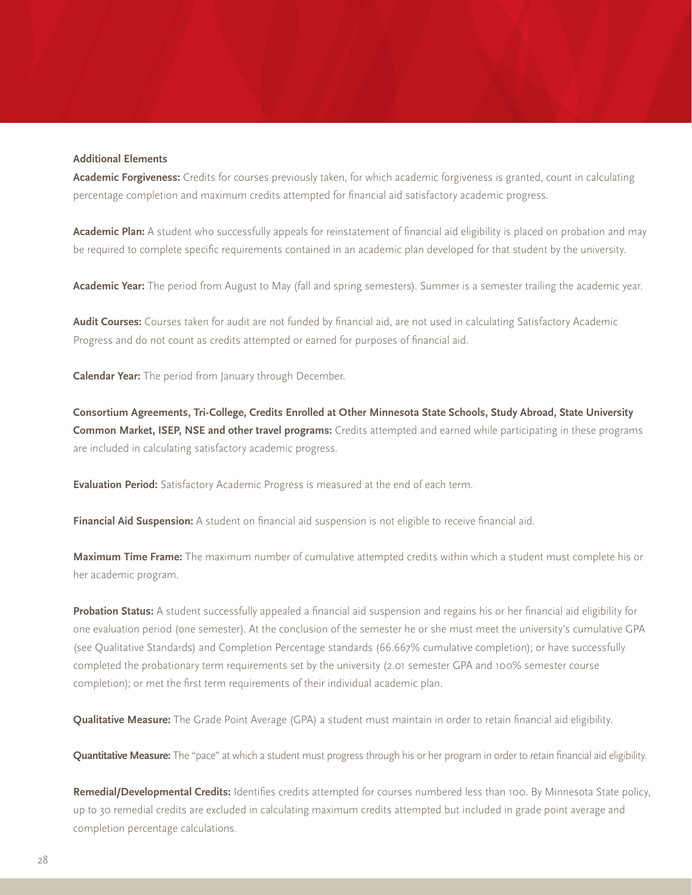### Additional Elements

**Academic Forgiveness:** Credits for courses previously taken, for which academic forgiveness is granted, count in calculating percentage completion and maximum credits attempted for financial aid satisfactory academic progress.

**Academic Plan:** A student who successfully appeals for reinstatement of financial aid eligibility is placed on probation and may be required to complete specific requirements contained in an academic plan developed for that student by the university.

**Academic Year:** The period from August to May (fall and spring semesters). Summer is a semester trailing the academic year.

**Audit Courses:** Courses taken for audit are not funded by financial aid, are not used in calculating Satisfactory Academic Progress and do not count as credits attempted or earned for purposes of financial aid.

**Calendar Year:** The period from January through December.

**Consortium Agreements, Tri-College, Credits Enrolled at Other Minnesota State Schools, Study Abroad, State University Common Market, ISEP, NSE and other travel programs:** Credits attempted and earned while participating in these programs are included in calculating satisfactory academic progress.

**Evaluation Period:** Satisfactory Academic Progress is measured at the end of each term.

**Financial Aid Suspension:** A student on financial aid suspension is not eligible to receive financial aid.

**Maximum Time Frame:** The maximum number of cumulative attempted credits within which a student must complete his or her academic program.

**Probation Status:** A student successfully appealed a financial aid suspension and regains his or her financial aid eligibility for one evaluation period (one semester). At the conclusion of the semester he or she must meet the university's cumulative GPA (see Qualitative Standards) and Completion Percentage standards (66.667% cumulative completion); or have successfully completed the probationary term requirements set by the university (2.01 semester GPA and 100% semester course completion); or met the first term requirements of their individual academic plan.

**Qualitative Measure:** The Grade Point Average (GPA) a student must maintain in order to retain financial aid eligibility.

**Quantitative Measure:** The "pace" at which a student must progress through his or her program in order to retain financial aid eligibility.

**Remedial/Developmental Credits:** Identifies credits attempted for courses numbered less than 100. By Minnesota State policy, up to 30 remedial credits are excluded in calculating maximum credits attempted but included in grade point average and completion percentage calculations.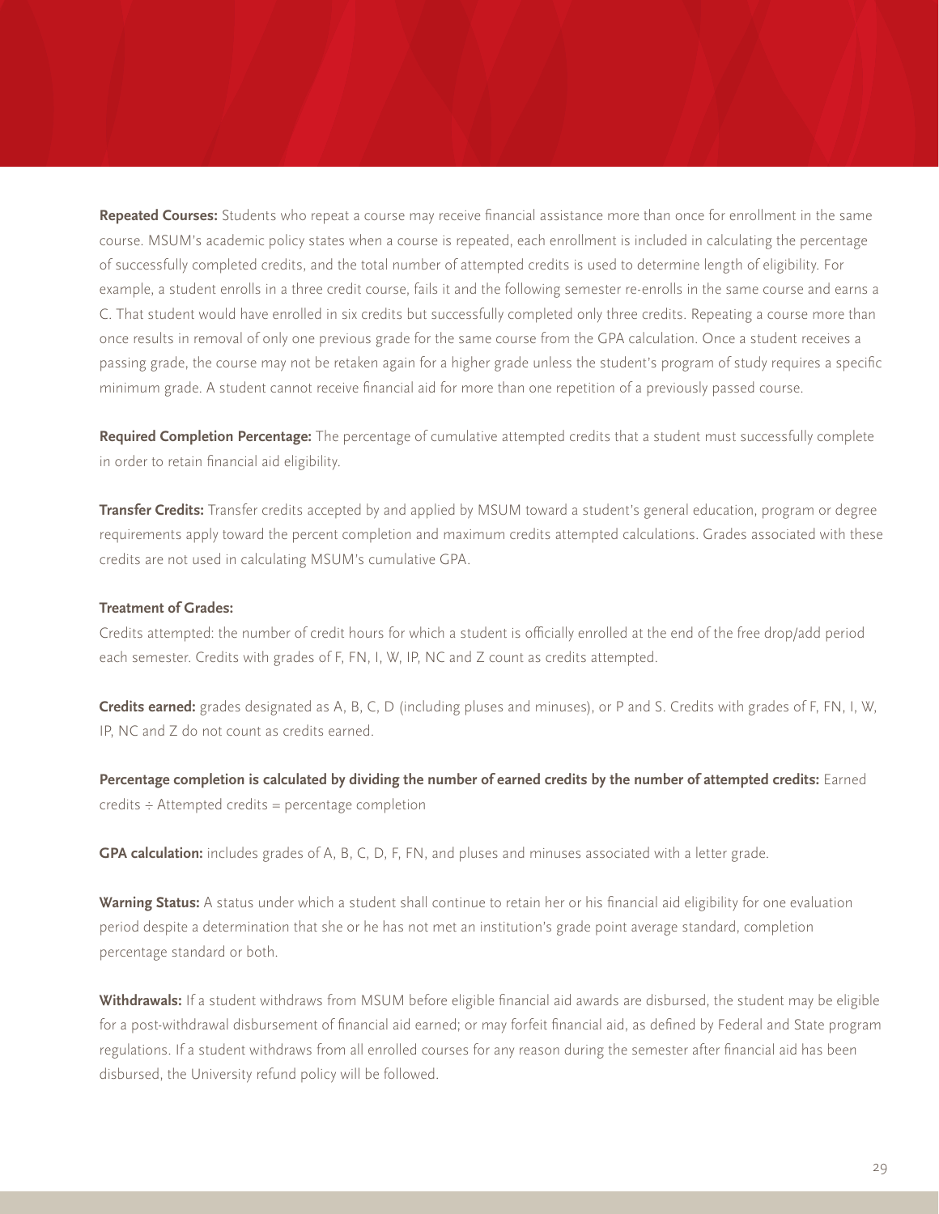**Repeated Courses:** Students who repeat a course may receive financial assistance more than once for enrollment in the same course. MSUM's academic policy states when a course is repeated, each enrollment is included in calculating the percentage of successfully completed credits, and the total number of attempted credits is used to determine length of eligibility. For example, a student enrolls in a three credit course, fails it and the following semester re-enrolls in the same course and earns a C. That student would have enrolled in six credits but successfully completed only three credits. Repeating a course more than once results in removal of only one previous grade for the same course from the GPA calculation. Once a student receives a passing grade, the course may not be retaken again for a higher grade unless the student's program of study requires a specific minimum grade. A student cannot receive financial aid for more than one repetition of a previously passed course.

**Required Completion Percentage:** The percentage of cumulative attempted credits that a student must successfully complete in order to retain financial aid eligibility.

**Transfer Credits:** Transfer credits accepted by and applied by MSUM toward a student's general education, program or degree requirements apply toward the percent completion and maximum credits attempted calculations. Grades associated with these credits are not used in calculating MSUM's cumulative GPA.

**Treatment of Grades:**

Credits attempted: the number of credit hours for which a student is officially enrolled at the end of the free drop/add period each semester. Credits with grades of F, FN, I, W, IP, NC and Z count as credits attempted.

**Credits earned:** grades designated as A, B, C, D (including pluses and minuses), or P and S. Credits with grades of F, FN, I, W, IP, NC and Z do not count as credits earned.

**Percentage completion is calculated by dividing the number of earned credits by the number of attempted credits:** Earned credits ÷ Attempted credits = percentage completion

**GPA calculation:** includes grades of A, B, C, D, F, FN, and pluses and minuses associated with a letter grade.

**Warning Status:** A status under which a student shall continue to retain her or his financial aid eligibility for one evaluation period despite a determination that she or he has not met an institution's grade point average standard, completion percentage standard or both.

**Withdrawals:** If a student withdraws from MSUM before eligible financial aid awards are disbursed, the student may be eligible for a post-withdrawal disbursement of financial aid earned; or may forfeit financial aid, as defined by Federal and State program regulations. If a student withdraws from all enrolled courses for any reason during the semester after financial aid has been disbursed, the University refund policy will be followed.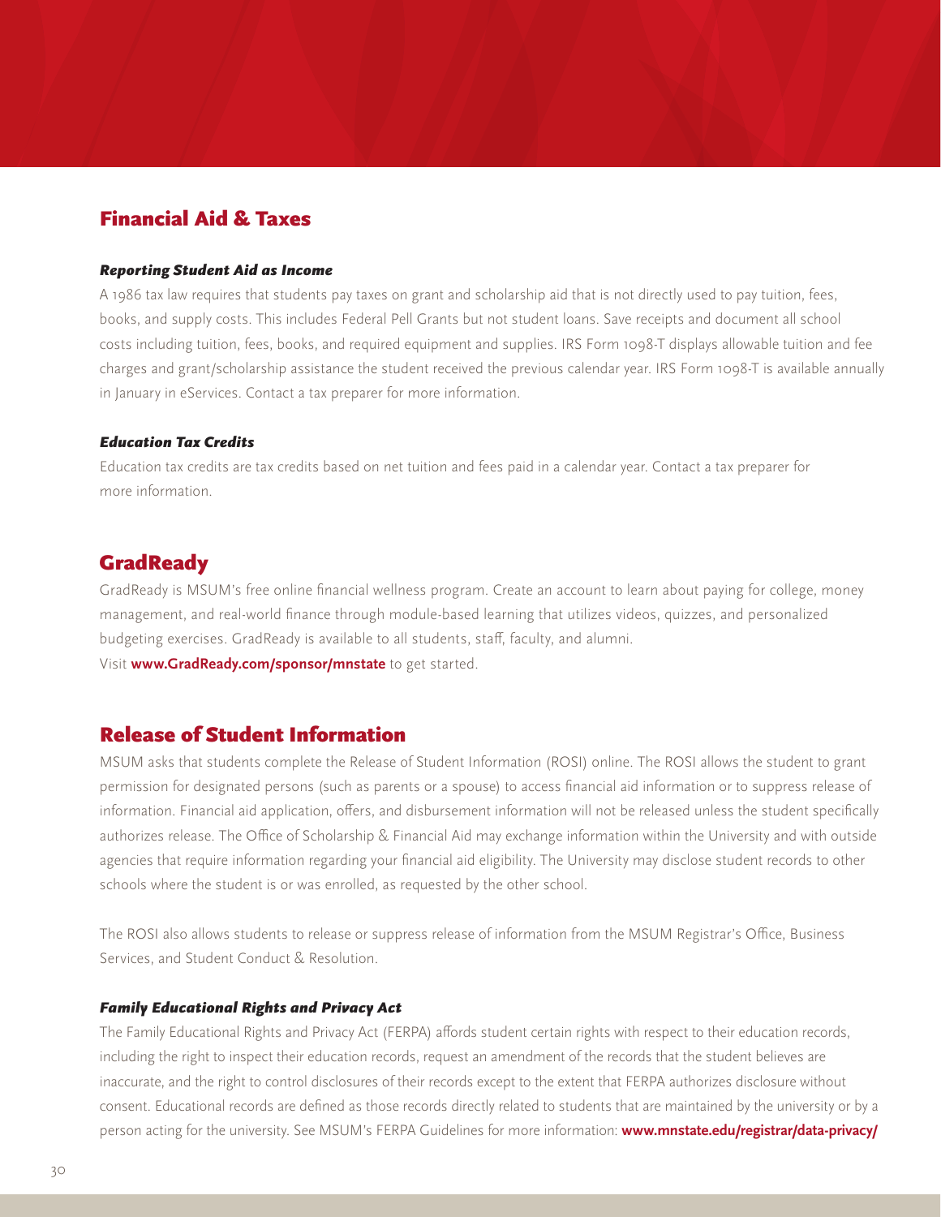## Financial Aid & Taxes

### *Reporting Student Aid as Income*

A 1986 tax law requires that students pay taxes on grant and scholarship aid that is not directly used to pay tuition, fees, books, and supply costs. This includes Federal Pell Grants but not student loans. Save receipts and document all school costs including tuition, fees, books, and required equipment and supplies. IRS Form 1098-T displays allowable tuition and fee charges and grant/scholarship assistance the student received the previous calendar year. IRS Form 1098-T is available annually in January in eServices. Contact a tax preparer for more information.

### *Education Tax Credits*

Education tax credits are tax credits based on net tuition and fees paid in a calendar year. Contact a tax preparer for more information.

## GradReady

GradReady is MSUM's free online financial wellness program. Create an account to learn about paying for college, money management, and real-world finance through module-based learning that utilizes videos, quizzes, and personalized budgeting exercises. GradReady is available to all students, staff, faculty, and alumni.
Visit **www.GradReady.com/sponsor/mnstate** to get started.

## Release of Student Information

MSUM asks that students complete the Release of Student Information (ROSI) online. The ROSI allows the student to grant permission for designated persons (such as parents or a spouse) to access financial aid information or to suppress release of information. Financial aid application, offers, and disbursement information will not be released unless the student specifically authorizes release. The Office of Scholarship & Financial Aid may exchange information within the University and with outside agencies that require information regarding your financial aid eligibility. The University may disclose student records to other schools where the student is or was enrolled, as requested by the other school.

The ROSI also allows students to release or suppress release of information from the MSUM Registrar's Office, Business Services, and Student Conduct & Resolution.

### *Family Educational Rights and Privacy Act*

The Family Educational Rights and Privacy Act (FERPA) affords student certain rights with respect to their education records, including the right to inspect their education records, request an amendment of the records that the student believes are inaccurate, and the right to control disclosures of their records except to the extent that FERPA authorizes disclosure without consent. Educational records are defined as those records directly related to students that are maintained by the university or by a person acting for the university. See MSUM's FERPA Guidelines for more information: **www.mnstate.edu/registrar/data-privacy/**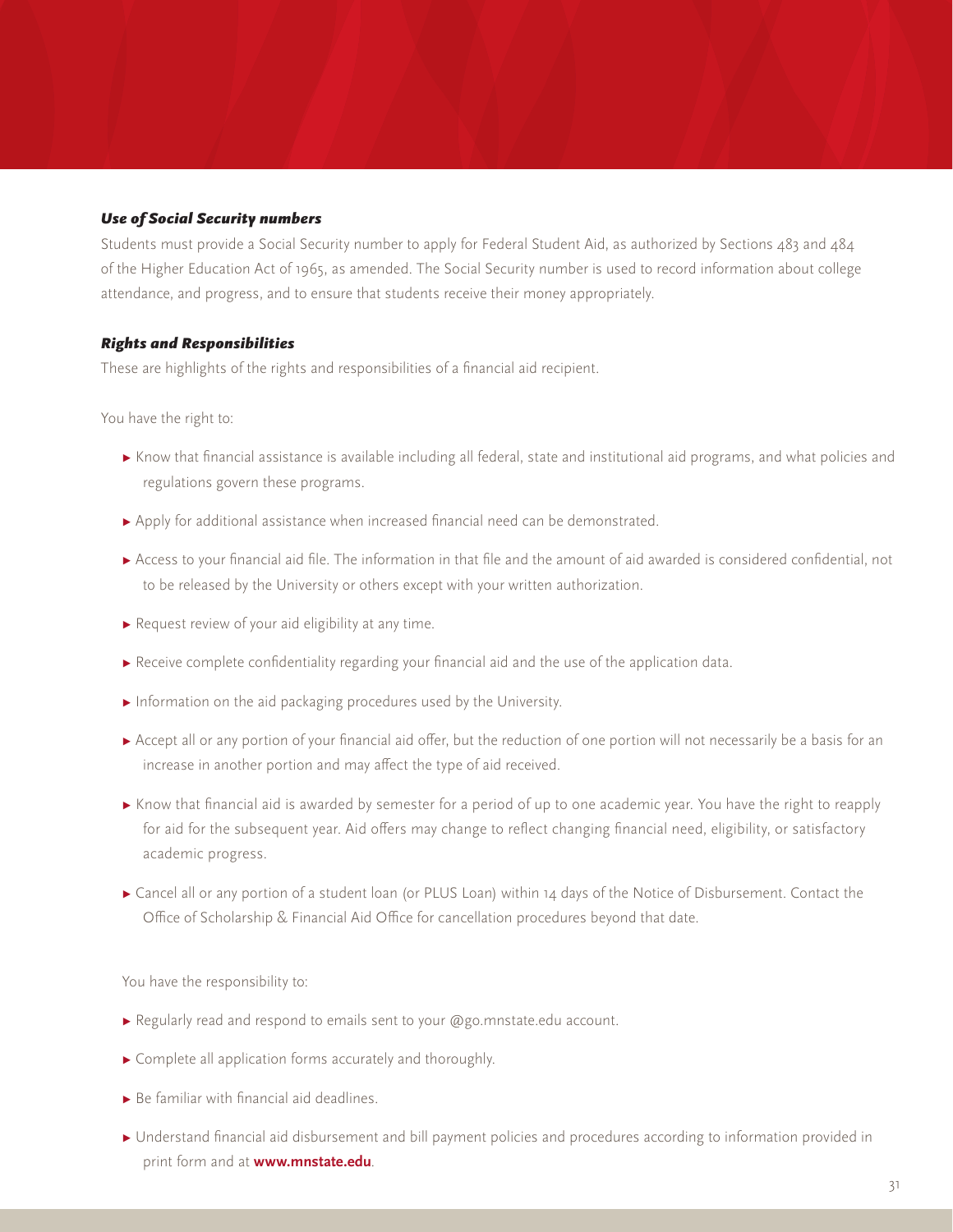### *Use of Social Security numbers*

Students must provide a Social Security number to apply for Federal Student Aid, as authorized by Sections 483 and 484 of the Higher Education Act of 1965, as amended. The Social Security number is used to record information about college attendance, and progress, and to ensure that students receive their money appropriately.

### *Rights and Responsibilities*

These are highlights of the rights and responsibilities of a financial aid recipient.

You have the right to:

- Know that financial assistance is available including all federal, state and institutional aid programs, and what policies and regulations govern these programs.
- Apply for additional assistance when increased financial need can be demonstrated.
- Access to your financial aid file. The information in that file and the amount of aid awarded is considered confidential, not to be released by the University or others except with your written authorization.
- Request review of your aid eligibility at any time.
- Receive complete confidentiality regarding your financial aid and the use of the application data.
- Information on the aid packaging procedures used by the University.
- Accept all or any portion of your financial aid offer, but the reduction of one portion will not necessarily be a basis for an increase in another portion and may affect the type of aid received.
- Know that financial aid is awarded by semester for a period of up to one academic year. You have the right to reapply for aid for the subsequent year. Aid offers may change to reflect changing financial need, eligibility, or satisfactory academic progress.
- Cancel all or any portion of a student loan (or PLUS Loan) within 14 days of the Notice of Disbursement. Contact the Office of Scholarship & Financial Aid Office for cancellation procedures beyond that date.

You have the responsibility to:

- Regularly read and respond to emails sent to your @go.mnstate.edu account.
- Complete all application forms accurately and thoroughly.
- Be familiar with financial aid deadlines.
- Understand financial aid disbursement and bill payment policies and procedures according to information provided in print form and at **www.mnstate.edu**.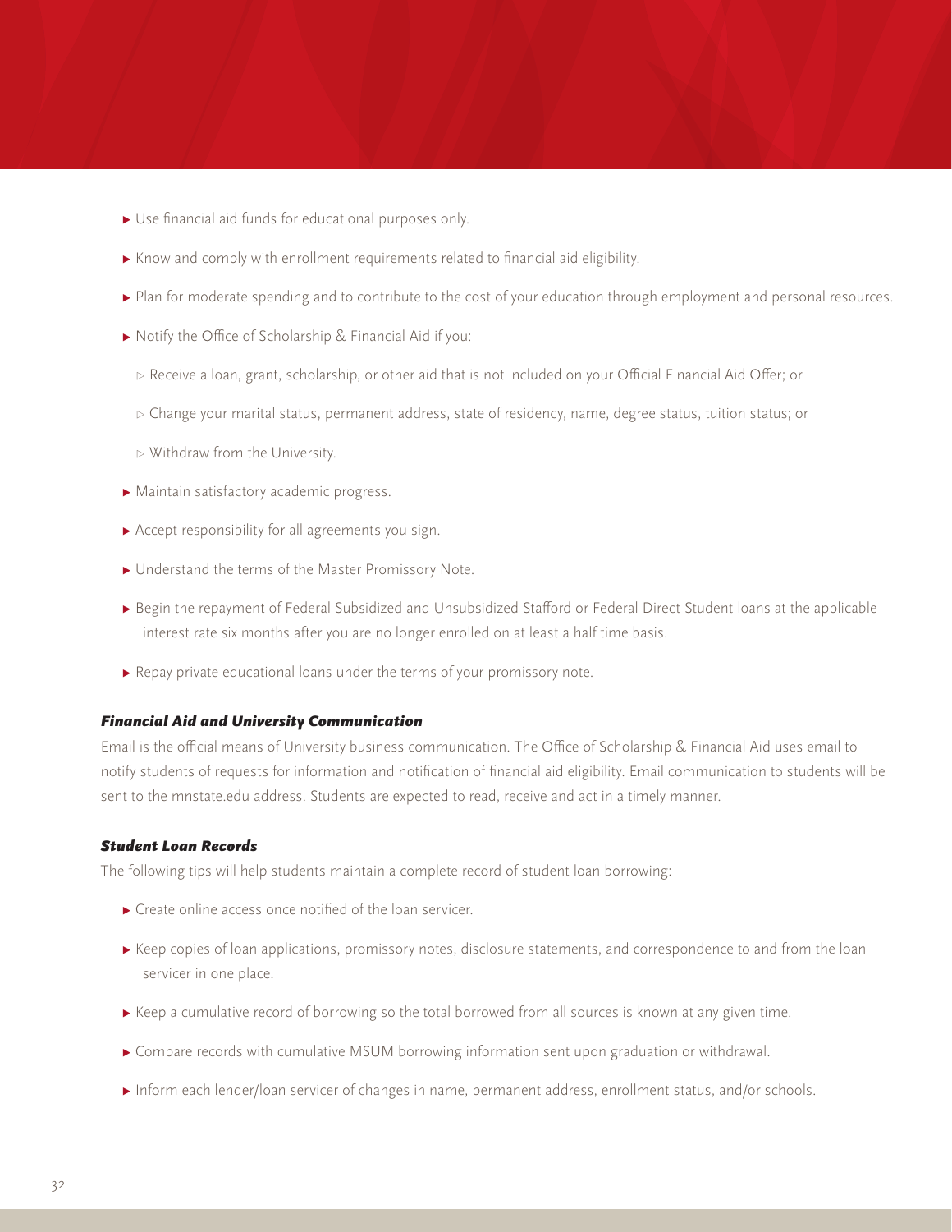- Use financial aid funds for educational purposes only.
- Know and comply with enrollment requirements related to financial aid eligibility.
- Plan for moderate spending and to contribute to the cost of your education through employment and personal resources.
- Notify the Office of Scholarship & Financial Aid if you:
  - Receive a loan, grant, scholarship, or other aid that is not included on your Official Financial Aid Offer; or
  - Change your marital status, permanent address, state of residency, name, degree status, tuition status; or
  - Withdraw from the University.
- Maintain satisfactory academic progress.
- Accept responsibility for all agreements you sign.
- Understand the terms of the Master Promissory Note.
- Begin the repayment of Federal Subsidized and Unsubsidized Stafford or Federal Direct Student loans at the applicable interest rate six months after you are no longer enrolled on at least a half time basis.
- Repay private educational loans under the terms of your promissory note.

#### *Financial Aid and University Communication*

Email is the official means of University business communication. The Office of Scholarship & Financial Aid uses email to notify students of requests for information and notification of financial aid eligibility. Email communication to students will be sent to the mnstate.edu address. Students are expected to read, receive and act in a timely manner.

#### *Student Loan Records*

The following tips will help students maintain a complete record of student loan borrowing:

- Create online access once notified of the loan servicer.
- Keep copies of loan applications, promissory notes, disclosure statements, and correspondence to and from the loan servicer in one place.
- Keep a cumulative record of borrowing so the total borrowed from all sources is known at any given time.
- Compare records with cumulative MSUM borrowing information sent upon graduation or withdrawal.
- Inform each lender/loan servicer of changes in name, permanent address, enrollment status, and/or schools.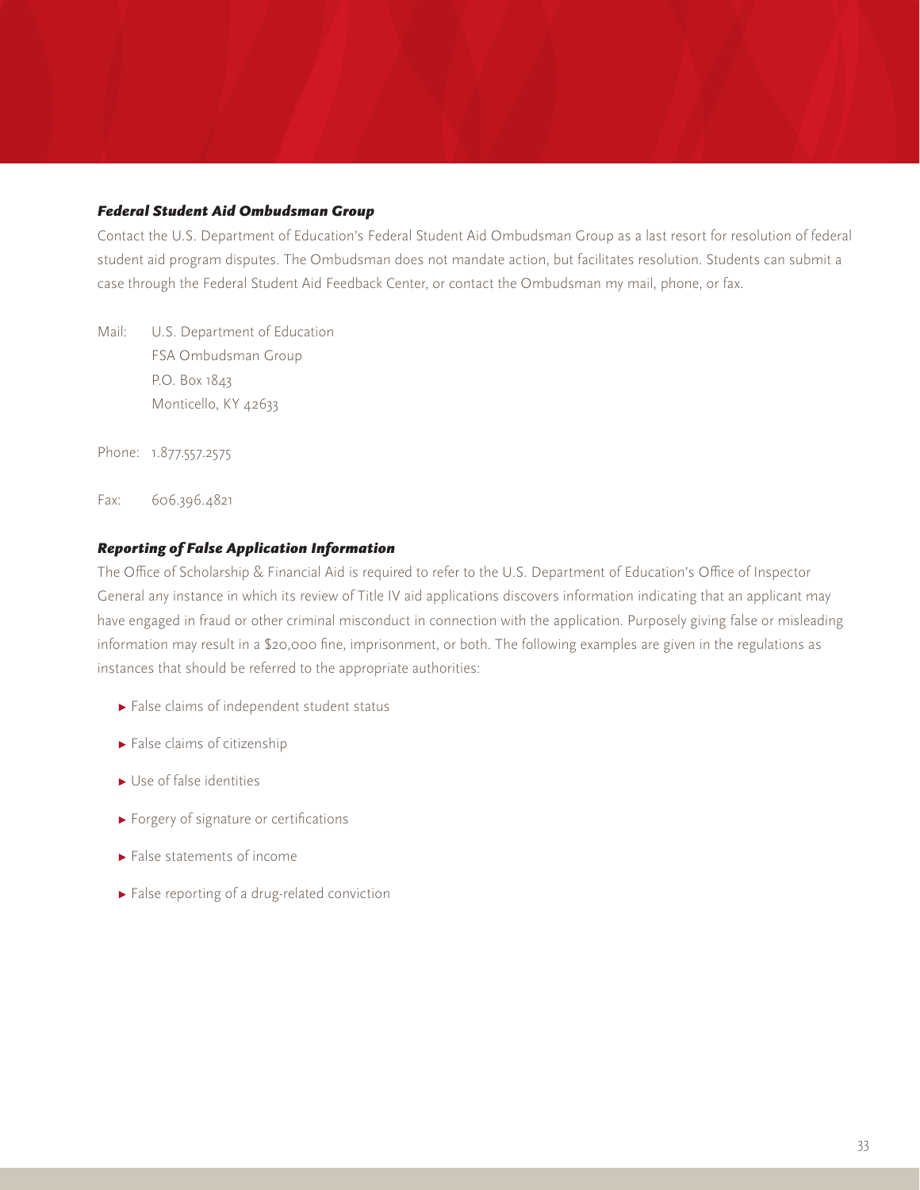### *Federal Student Aid Ombudsman Group*

Contact the U.S. Department of Education's Federal Student Aid Ombudsman Group as a last resort for resolution of federal student aid program disputes. The Ombudsman does not mandate action, but facilitates resolution. Students can submit a case through the Federal Student Aid Feedback Center, or contact the Ombudsman my mail, phone, or fax.

Mail: U.S. Department of Education
FSA Ombudsman Group
P.O. Box 1843
Monticello, KY 42633

Phone: 1.877.557.2575

Fax: 606.396.4821

### *Reporting of False Application Information*

The Office of Scholarship & Financial Aid is required to refer to the U.S. Department of Education's Office of Inspector General any instance in which its review of Title IV aid applications discovers information indicating that an applicant may have engaged in fraud or other criminal misconduct in connection with the application. Purposely giving false or misleading information may result in a $20,000 fine, imprisonment, or both. The following examples are given in the regulations as instances that should be referred to the appropriate authorities:

- False claims of independent student status
- False claims of citizenship
- Use of false identities
- Forgery of signature or certifications
- False statements of income
- False reporting of a drug-related conviction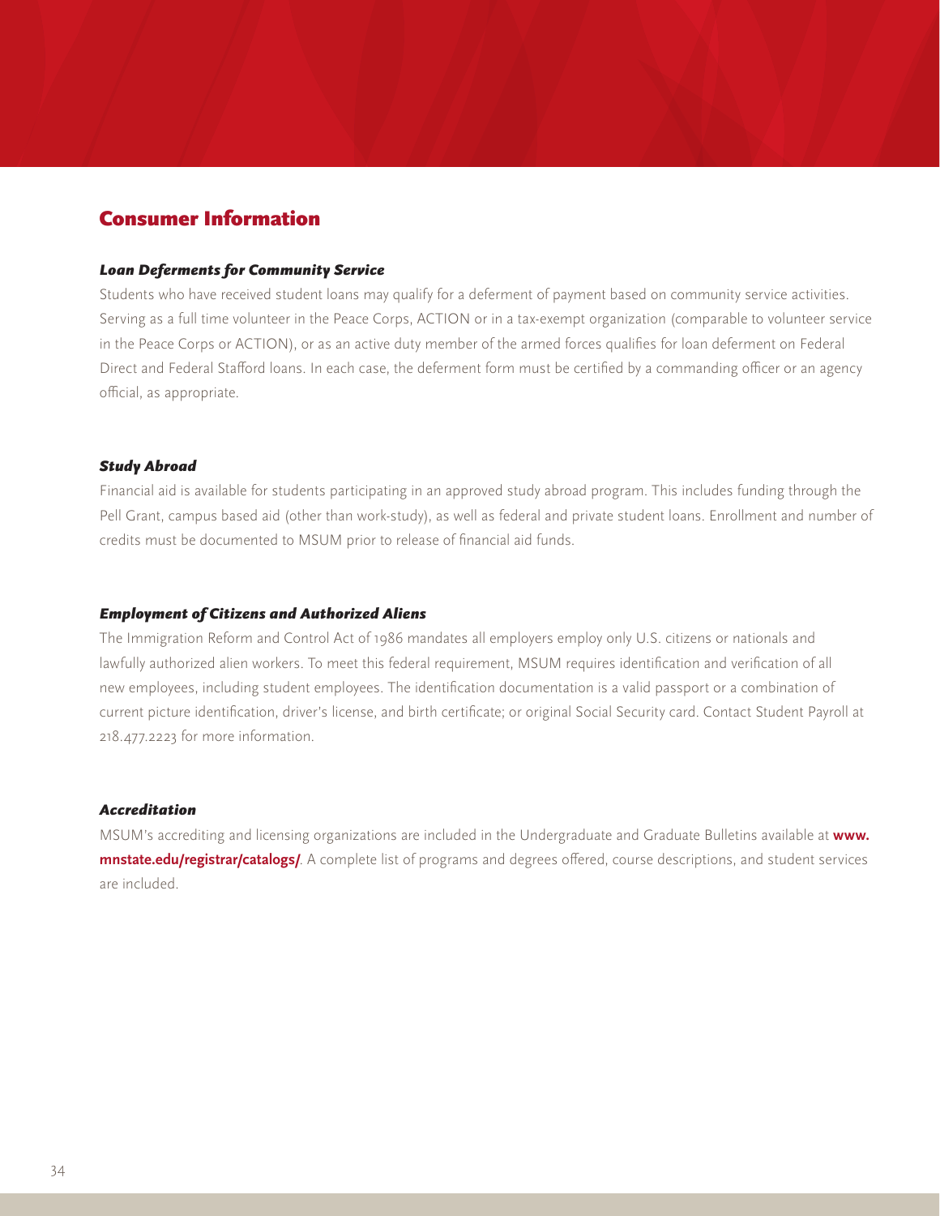## Consumer Information

### *Loan Deferments for Community Service*

Students who have received student loans may qualify for a deferment of payment based on community service activities. Serving as a full time volunteer in the Peace Corps, ACTION or in a tax-exempt organization (comparable to volunteer service in the Peace Corps or ACTION), or as an active duty member of the armed forces qualifies for loan deferment on Federal Direct and Federal Stafford loans. In each case, the deferment form must be certified by a commanding officer or an agency official, as appropriate.

### *Study Abroad*

Financial aid is available for students participating in an approved study abroad program. This includes funding through the Pell Grant, campus based aid (other than work-study), as well as federal and private student loans. Enrollment and number of credits must be documented to MSUM prior to release of financial aid funds.

### *Employment of Citizens and Authorized Aliens*

The Immigration Reform and Control Act of 1986 mandates all employers employ only U.S. citizens or nationals and lawfully authorized alien workers. To meet this federal requirement, MSUM requires identification and verification of all new employees, including student employees. The identification documentation is a valid passport or a combination of current picture identification, driver's license, and birth certificate; or original Social Security card. Contact Student Payroll at 218.477.2223 for more information.

### *Accreditation*

MSUM's accrediting and licensing organizations are included in the Undergraduate and Graduate Bulletins available at **www.mnstate.edu/registrar/catalogs/**. A complete list of programs and degrees offered, course descriptions, and student services are included.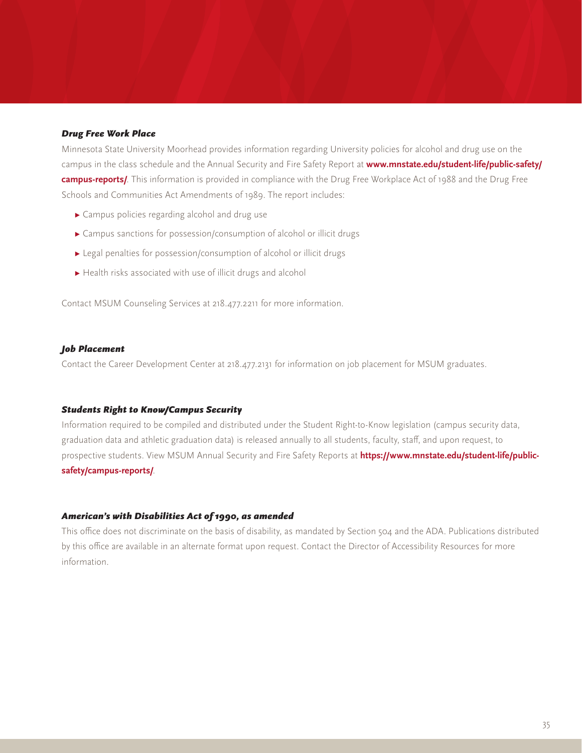### *Drug Free Work Place*

Minnesota State University Moorhead provides information regarding University policies for alcohol and drug use on the campus in the class schedule and the Annual Security and Fire Safety Report at **www.mnstate.edu/student-life/public-safety/campus-reports/**. This information is provided in compliance with the Drug Free Workplace Act of 1988 and the Drug Free Schools and Communities Act Amendments of 1989. The report includes:

- Campus policies regarding alcohol and drug use
- Campus sanctions for possession/consumption of alcohol or illicit drugs
- Legal penalties for possession/consumption of alcohol or illicit drugs
- Health risks associated with use of illicit drugs and alcohol

Contact MSUM Counseling Services at 218.477.2211 for more information.

### *Job Placement*

Contact the Career Development Center at 218.477.2131 for information on job placement for MSUM graduates.

### *Students Right to Know/Campus Security*

Information required to be compiled and distributed under the Student Right-to-Know legislation (campus security data, graduation data and athletic graduation data) is released annually to all students, faculty, staff, and upon request, to prospective students. View MSUM Annual Security and Fire Safety Reports at **https://www.mnstate.edu/student-life/public-safety/campus-reports/**.

### *American's with Disabilities Act of 1990, as amended*

This office does not discriminate on the basis of disability, as mandated by Section 504 and the ADA. Publications distributed by this office are available in an alternate format upon request. Contact the Director of Accessibility Resources for more information.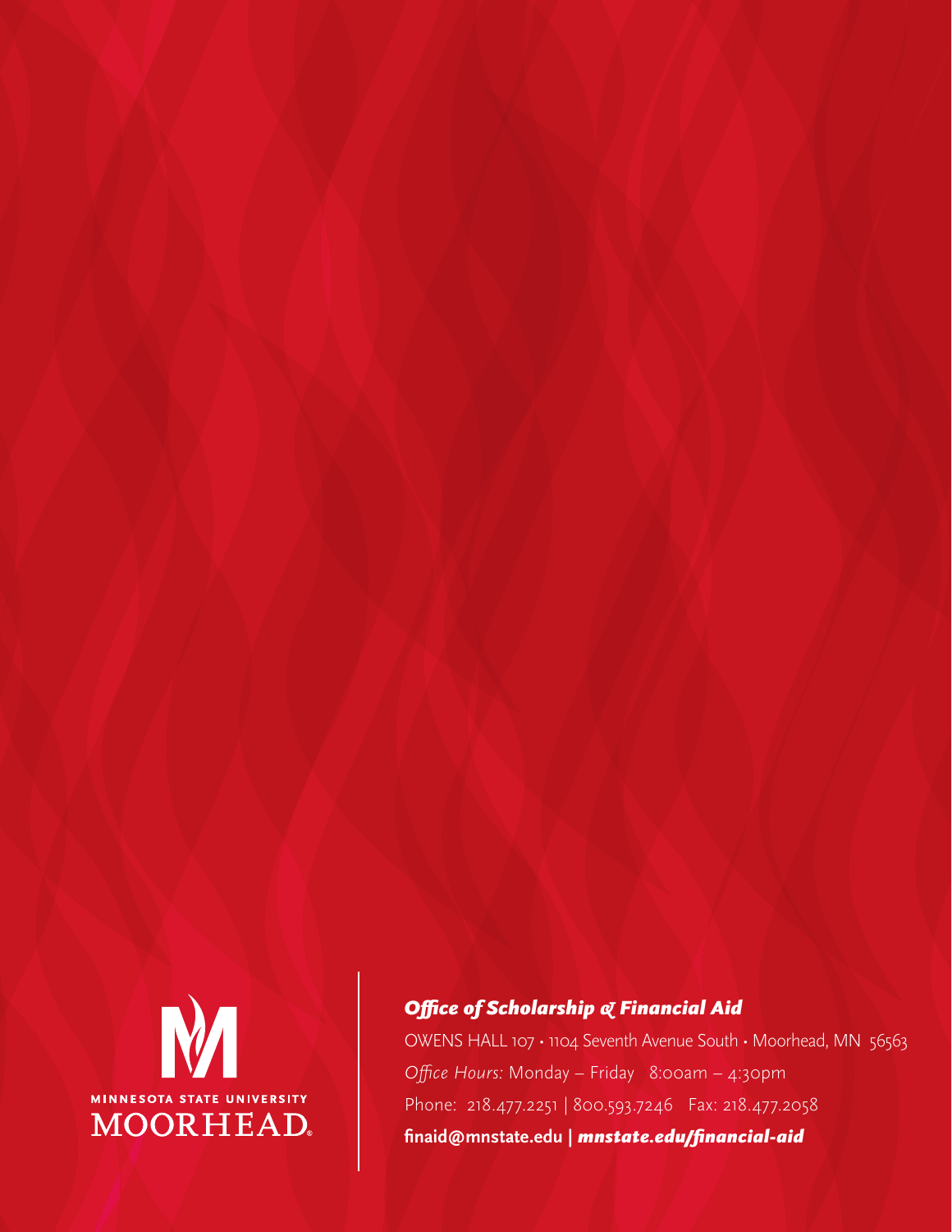MINNESOTA STATE UNIVERSITY
MOORHEAD

***Office of Scholarship & Financial Aid***

OWENS HALL 107 • 1104 Seventh Avenue South • Moorhead, MN 56563

*Office Hours:* Monday – Friday 8:00am – 4:30pm

Phone: 218.477.2251 | 800.593.7246 Fax: 218.477.2058

**finaid@mnstate.edu | *mnstate.edu/financial-aid***